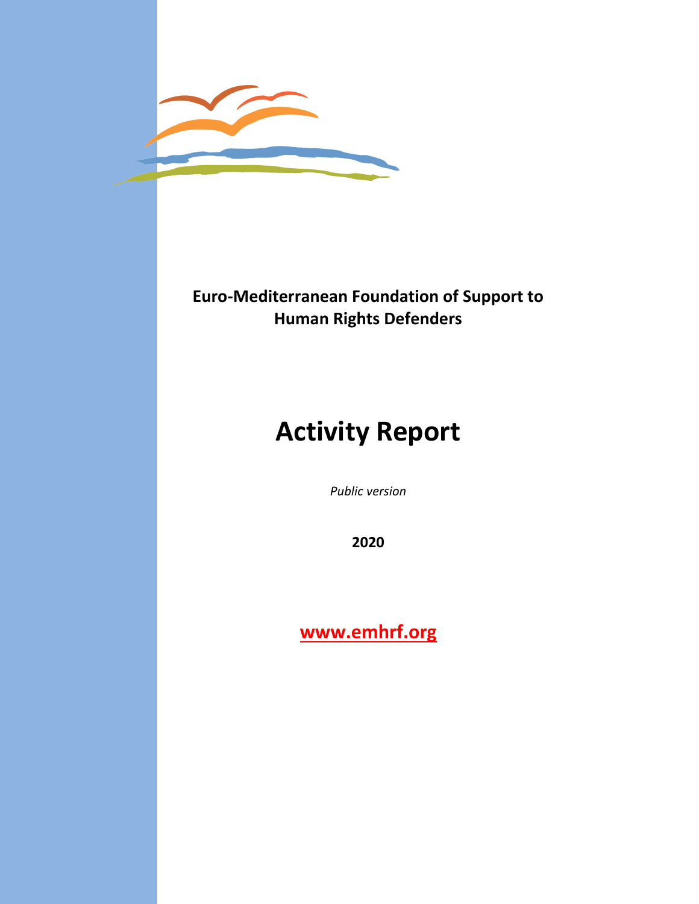**Euro-Mediterranean Foundation of Support to Human Rights Defenders**

# Activity Report

*Public version*

**2020**

**www.emhrf.org**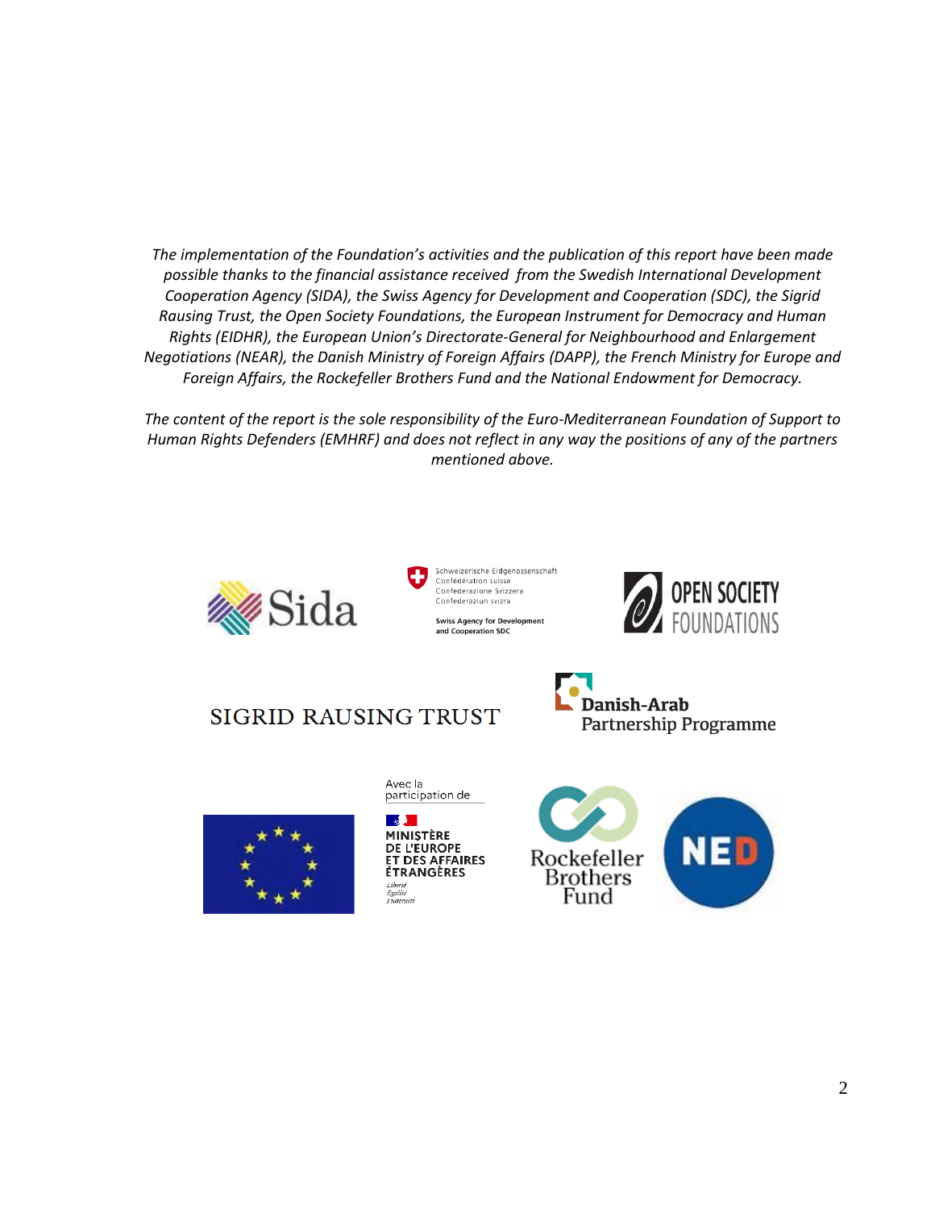*The implementation of the Foundation's activities and the publication of this report have been made possible thanks to the financial assistance received from the Swedish International Development Cooperation Agency (SIDA), the Swiss Agency for Development and Cooperation (SDC), the Sigrid Rausing Trust, the Open Society Foundations, the European Instrument for Democracy and Human Rights (EIDHR), the European Union's Directorate-General for Neighbourhood and Enlargement Negotiations (NEAR), the Danish Ministry of Foreign Affairs (DAPP), the French Ministry for Europe and Foreign Affairs, the Rockefeller Brothers Fund and the National Endowment for Democracy.*

*The content of the report is the sole responsibility of the Euro-Mediterranean Foundation of Support to Human Rights Defenders (EMHRF) and does not reflect in any way the positions of any of the partners mentioned above.*

Sida

Schweizerische Eidgenossenschaft
Confédération suisse
Confederazione Svizzera
Confederaziun svizra

Swiss Agency for Development and Cooperation SDC

OPEN SOCIETY FOUNDATIONS

SIGRID RAUSING TRUST

Danish-Arab Partnership Programme

Avec la participation de

MINISTÈRE DE L'EUROPE ET DES AFFAIRES ÉTRANGÈRES

Liberté
Égalité
Fraternité

Rockefeller Brothers Fund

NED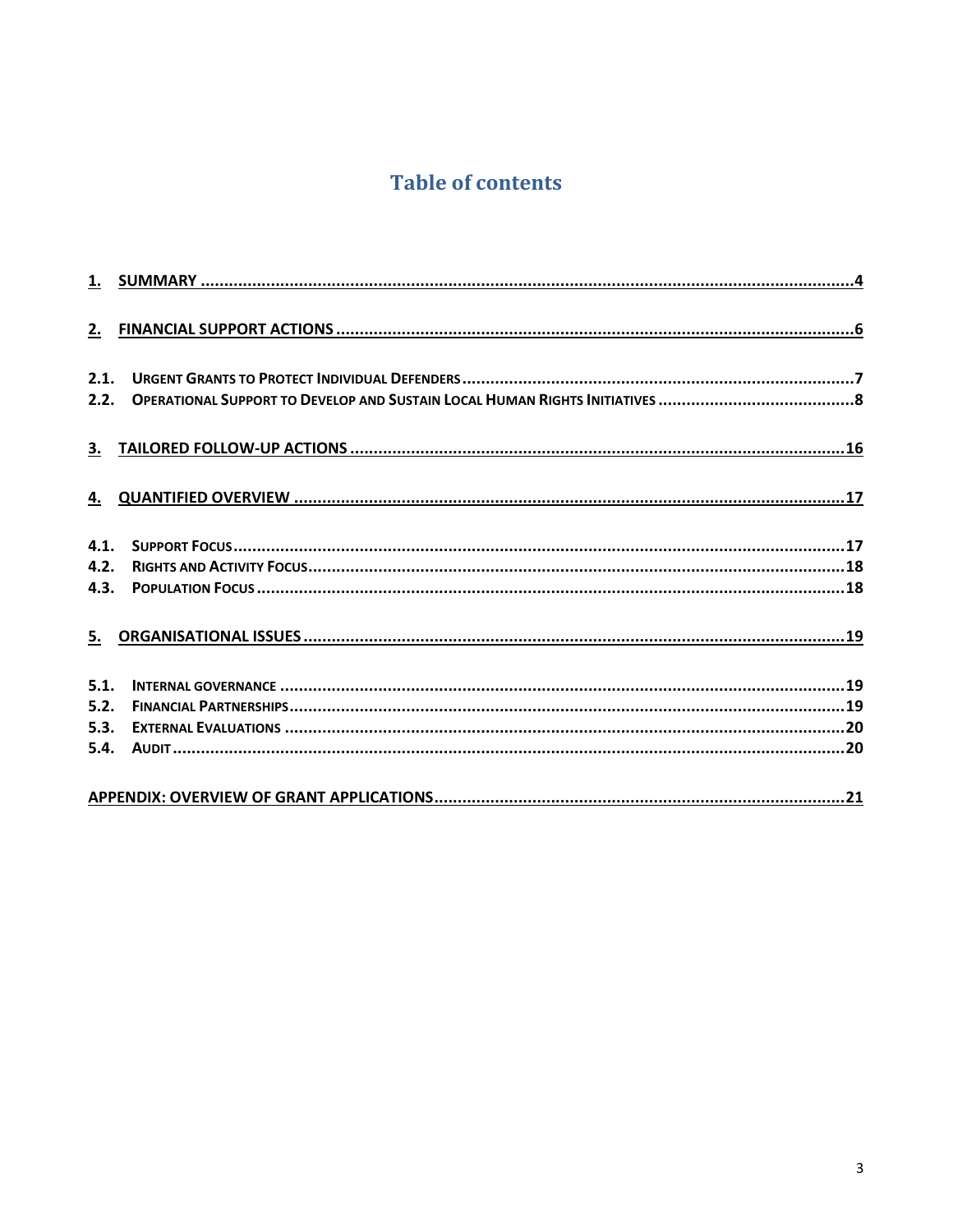# Table of contents

1. SUMMARY .....4

2. FINANCIAL SUPPORT ACTIONS .....6

2.1. URGENT GRANTS TO PROTECT INDIVIDUAL DEFENDERS .....7
2.2. OPERATIONAL SUPPORT TO DEVELOP AND SUSTAIN LOCAL HUMAN RIGHTS INITIATIVES .....8

3. TAILORED FOLLOW-UP ACTIONS .....16

4. QUANTIFIED OVERVIEW .....17

4.1. SUPPORT FOCUS .....17
4.2. RIGHTS AND ACTIVITY FOCUS .....18
4.3. POPULATION FOCUS .....18

5. ORGANISATIONAL ISSUES .....19

5.1. INTERNAL GOVERNANCE .....19
5.2. FINANCIAL PARTNERSHIPS .....19
5.3. EXTERNAL EVALUATIONS .....20
5.4. AUDIT .....20

APPENDIX: OVERVIEW OF GRANT APPLICATIONS .....21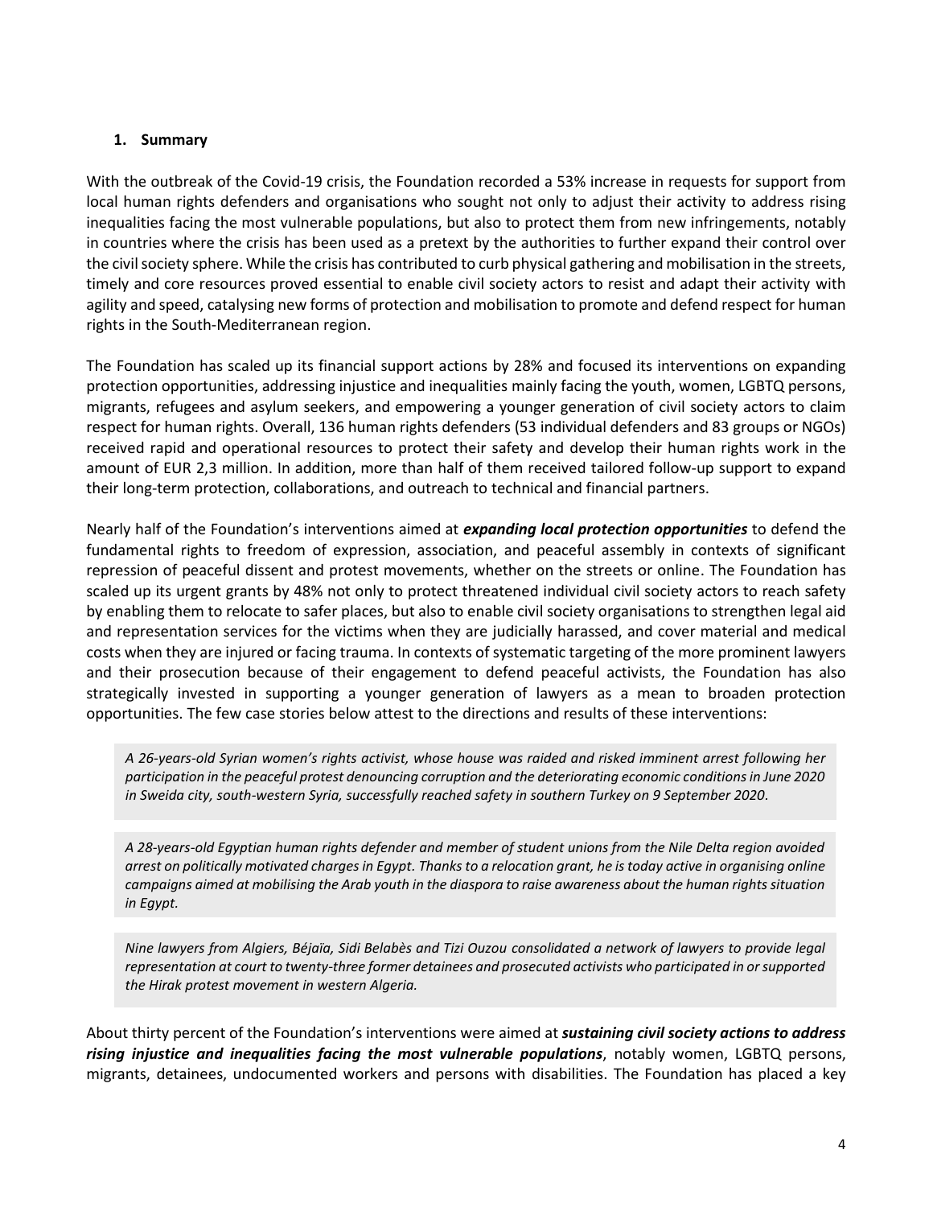## 1. Summary

With the outbreak of the Covid-19 crisis, the Foundation recorded a 53% increase in requests for support from local human rights defenders and organisations who sought not only to adjust their activity to address rising inequalities facing the most vulnerable populations, but also to protect them from new infringements, notably in countries where the crisis has been used as a pretext by the authorities to further expand their control over the civil society sphere. While the crisis has contributed to curb physical gathering and mobilisation in the streets, timely and core resources proved essential to enable civil society actors to resist and adapt their activity with agility and speed, catalysing new forms of protection and mobilisation to promote and defend respect for human rights in the South-Mediterranean region.

The Foundation has scaled up its financial support actions by 28% and focused its interventions on expanding protection opportunities, addressing injustice and inequalities mainly facing the youth, women, LGBTQ persons, migrants, refugees and asylum seekers, and empowering a younger generation of civil society actors to claim respect for human rights. Overall, 136 human rights defenders (53 individual defenders and 83 groups or NGOs) received rapid and operational resources to protect their safety and develop their human rights work in the amount of EUR 2,3 million. In addition, more than half of them received tailored follow-up support to expand their long-term protection, collaborations, and outreach to technical and financial partners.

Nearly half of the Foundation's interventions aimed at ***expanding local protection opportunities*** to defend the fundamental rights to freedom of expression, association, and peaceful assembly in contexts of significant repression of peaceful dissent and protest movements, whether on the streets or online. The Foundation has scaled up its urgent grants by 48% not only to protect threatened individual civil society actors to reach safety by enabling them to relocate to safer places, but also to enable civil society organisations to strengthen legal aid and representation services for the victims when they are judicially harassed, and cover material and medical costs when they are injured or facing trauma. In contexts of systematic targeting of the more prominent lawyers and their prosecution because of their engagement to defend peaceful activists, the Foundation has also strategically invested in supporting a younger generation of lawyers as a mean to broaden protection opportunities. The few case stories below attest to the directions and results of these interventions:

> *A 26-years-old Syrian women's rights activist, whose house was raided and risked imminent arrest following her participation in the peaceful protest denouncing corruption and the deteriorating economic conditions in June 2020 in Sweida city, south-western Syria, successfully reached safety in southern Turkey on 9 September 2020.*

> *A 28-years-old Egyptian human rights defender and member of student unions from the Nile Delta region avoided arrest on politically motivated charges in Egypt. Thanks to a relocation grant, he is today active in organising online campaigns aimed at mobilising the Arab youth in the diaspora to raise awareness about the human rights situation in Egypt.*

> *Nine lawyers from Algiers, Béjaïa, Sidi Belabès and Tizi Ouzou consolidated a network of lawyers to provide legal representation at court to twenty-three former detainees and prosecuted activists who participated in or supported the Hirak protest movement in western Algeria.*

About thirty percent of the Foundation's interventions were aimed at ***sustaining civil society actions to address rising injustice and inequalities facing the most vulnerable populations***, notably women, LGBTQ persons, migrants, detainees, undocumented workers and persons with disabilities. The Foundation has placed a key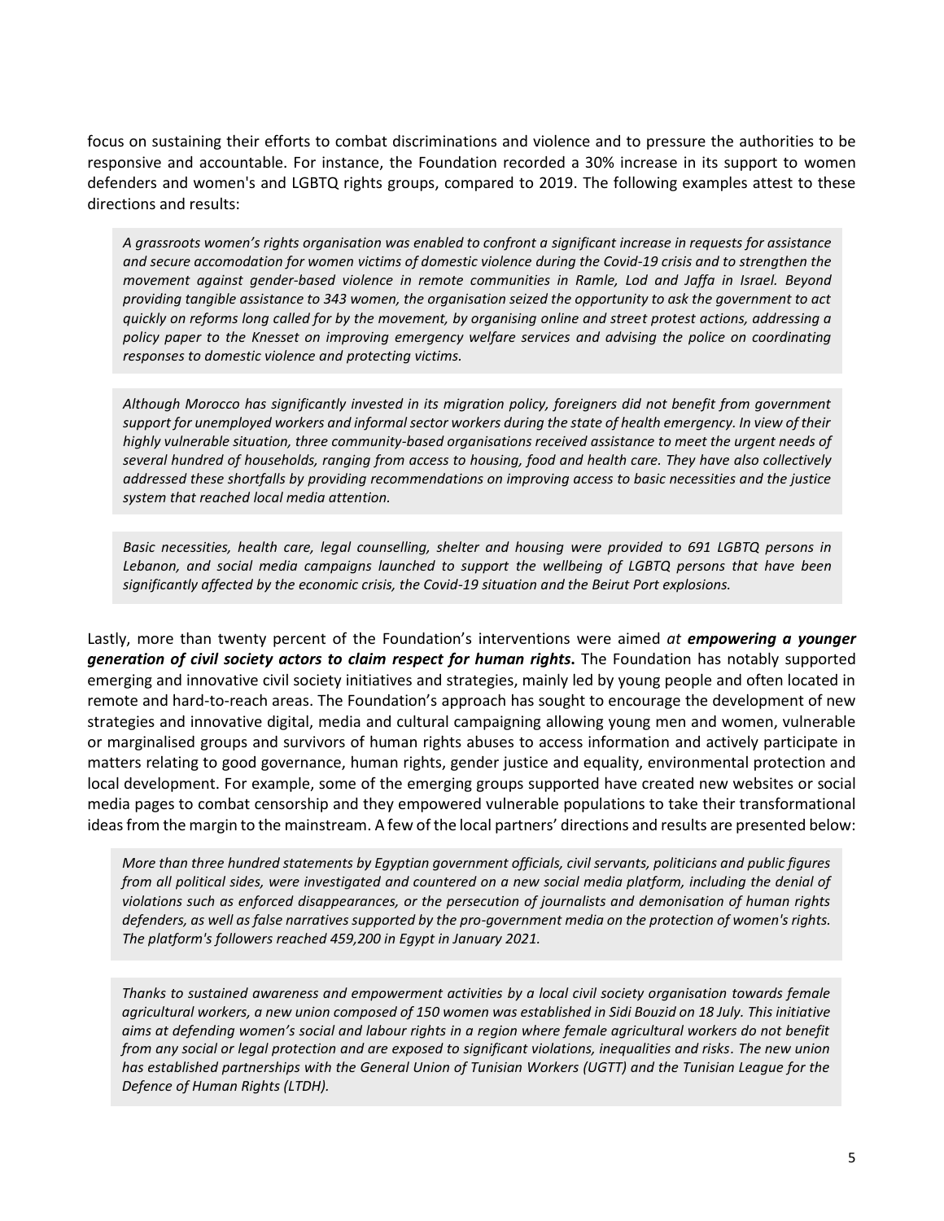focus on sustaining their efforts to combat discriminations and violence and to pressure the authorities to be responsive and accountable. For instance, the Foundation recorded a 30% increase in its support to women defenders and women's and LGBTQ rights groups, compared to 2019. The following examples attest to these directions and results:

> *A grassroots women's rights organisation was enabled to confront a significant increase in requests for assistance and secure accomodation for women victims of domestic violence during the Covid-19 crisis and to strengthen the movement against gender-based violence in remote communities in Ramle, Lod and Jaffa in Israel. Beyond providing tangible assistance to 343 women, the organisation seized the opportunity to ask the government to act quickly on reforms long called for by the movement, by organising online and street protest actions, addressing a policy paper to the Knesset on improving emergency welfare services and advising the police on coordinating responses to domestic violence and protecting victims.*

> *Although Morocco has significantly invested in its migration policy, foreigners did not benefit from government support for unemployed workers and informal sector workers during the state of health emergency. In view of their highly vulnerable situation, three community-based organisations received assistance to meet the urgent needs of several hundred of households, ranging from access to housing, food and health care. They have also collectively addressed these shortfalls by providing recommendations on improving access to basic necessities and the justice system that reached local media attention.*

> *Basic necessities, health care, legal counselling, shelter and housing were provided to 691 LGBTQ persons in Lebanon, and social media campaigns launched to support the wellbeing of LGBTQ persons that have been significantly affected by the economic crisis, the Covid-19 situation and the Beirut Port explosions.*

Lastly, more than twenty percent of the Foundation's interventions were aimed *at* ***empowering a younger generation of civil society actors to claim respect for human rights***. The Foundation has notably supported emerging and innovative civil society initiatives and strategies, mainly led by young people and often located in remote and hard-to-reach areas. The Foundation's approach has sought to encourage the development of new strategies and innovative digital, media and cultural campaigning allowing young men and women, vulnerable or marginalised groups and survivors of human rights abuses to access information and actively participate in matters relating to good governance, human rights, gender justice and equality, environmental protection and local development. For example, some of the emerging groups supported have created new websites or social media pages to combat censorship and they empowered vulnerable populations to take their transformational ideas from the margin to the mainstream. A few of the local partners' directions and results are presented below:

> *More than three hundred statements by Egyptian government officials, civil servants, politicians and public figures from all political sides, were investigated and countered on a new social media platform, including the denial of violations such as enforced disappearances, or the persecution of journalists and demonisation of human rights defenders, as well as false narratives supported by the pro-government media on the protection of women's rights. The platform's followers reached 459,200 in Egypt in January 2021.*

> *Thanks to sustained awareness and empowerment activities by a local civil society organisation towards female agricultural workers, a new union composed of 150 women was established in Sidi Bouzid on 18 July. This initiative aims at defending women's social and labour rights in a region where female agricultural workers do not benefit from any social or legal protection and are exposed to significant violations, inequalities and risks. The new union has established partnerships with the General Union of Tunisian Workers (UGTT) and the Tunisian League for the Defence of Human Rights (LTDH).*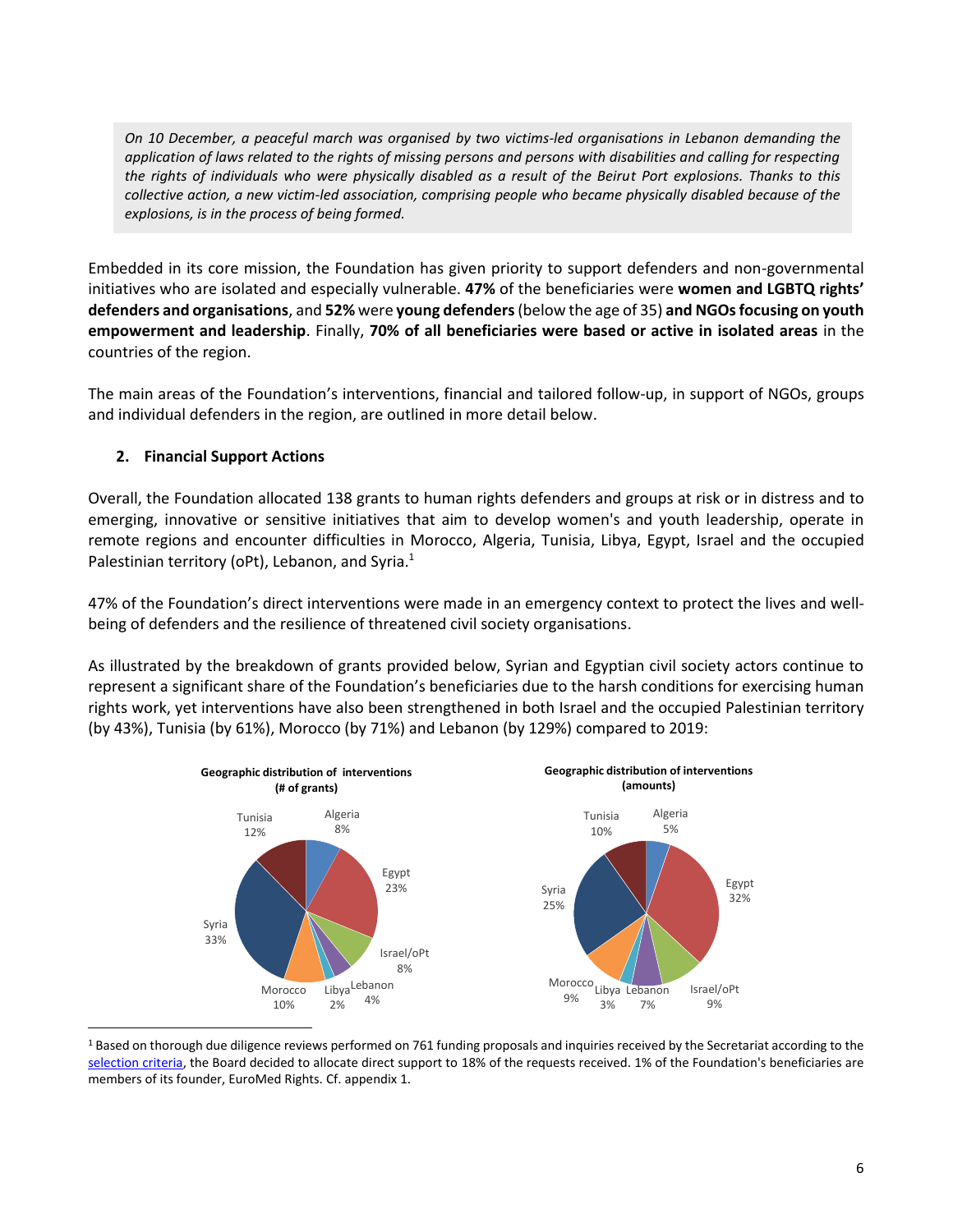*On 10 December, a peaceful march was organised by two victims-led organisations in Lebanon demanding the application of laws related to the rights of missing persons and persons with disabilities and calling for respecting the rights of individuals who were physically disabled as a result of the Beirut Port explosions. Thanks to this collective action, a new victim-led association, comprising people who became physically disabled because of the explosions, is in the process of being formed.*

Embedded in its core mission, the Foundation has given priority to support defenders and non-governmental initiatives who are isolated and especially vulnerable. **47%** of the beneficiaries were **women and LGBTQ rights' defenders and organisations**, and **52%** were **young defenders** (below the age of 35) **and NGOs focusing on youth empowerment and leadership**. Finally, **70% of all beneficiaries were based or active in isolated areas** in the countries of the region.

The main areas of the Foundation's interventions, financial and tailored follow-up, in support of NGOs, groups and individual defenders in the region, are outlined in more detail below.

## 2. Financial Support Actions

Overall, the Foundation allocated 138 grants to human rights defenders and groups at risk or in distress and to emerging, innovative or sensitive initiatives that aim to develop women's and youth leadership, operate in remote regions and encounter difficulties in Morocco, Algeria, Tunisia, Libya, Egypt, Israel and the occupied Palestinian territory (oPt), Lebanon, and Syria.[1]

47% of the Foundation's direct interventions were made in an emergency context to protect the lives and well-being of defenders and the resilience of threatened civil society organisations.

As illustrated by the breakdown of grants provided below, Syrian and Egyptian civil society actors continue to represent a significant share of the Foundation's beneficiaries due to the harsh conditions for exercising human rights work, yet interventions have also been strengthened in both Israel and the occupied Palestinian territory (by 43%), Tunisia (by 61%), Morocco (by 71%) and Lebanon (by 129%) compared to 2019:

**Geographic distribution of interventions (# of grants)**

| Country | Share |
|---|---|
| Algeria | 8% |
| Egypt | 23% |
| Israel/oPt | 8% |
| Lebanon | 4% |
| Libya | 2% |
| Morocco | 10% |
| Syria | 33% |
| Tunisia | 12% |

**Geographic distribution of interventions (amounts)**

| Country | Share |
|---|---|
| Algeria | 5% |
| Egypt | 32% |
| Israel/oPt | 9% |
| Lebanon | 7% |
| Libya | 3% |
| Morocco | 9% |
| Syria | 25% |
| Tunisia | 10% |

[1] Based on thorough due diligence reviews performed on 761 funding proposals and inquiries received by the Secretariat according to the selection criteria, the Board decided to allocate direct support to 18% of the requests received. 1% of the Foundation's beneficiaries are members of its founder, EuroMed Rights. Cf. appendix 1.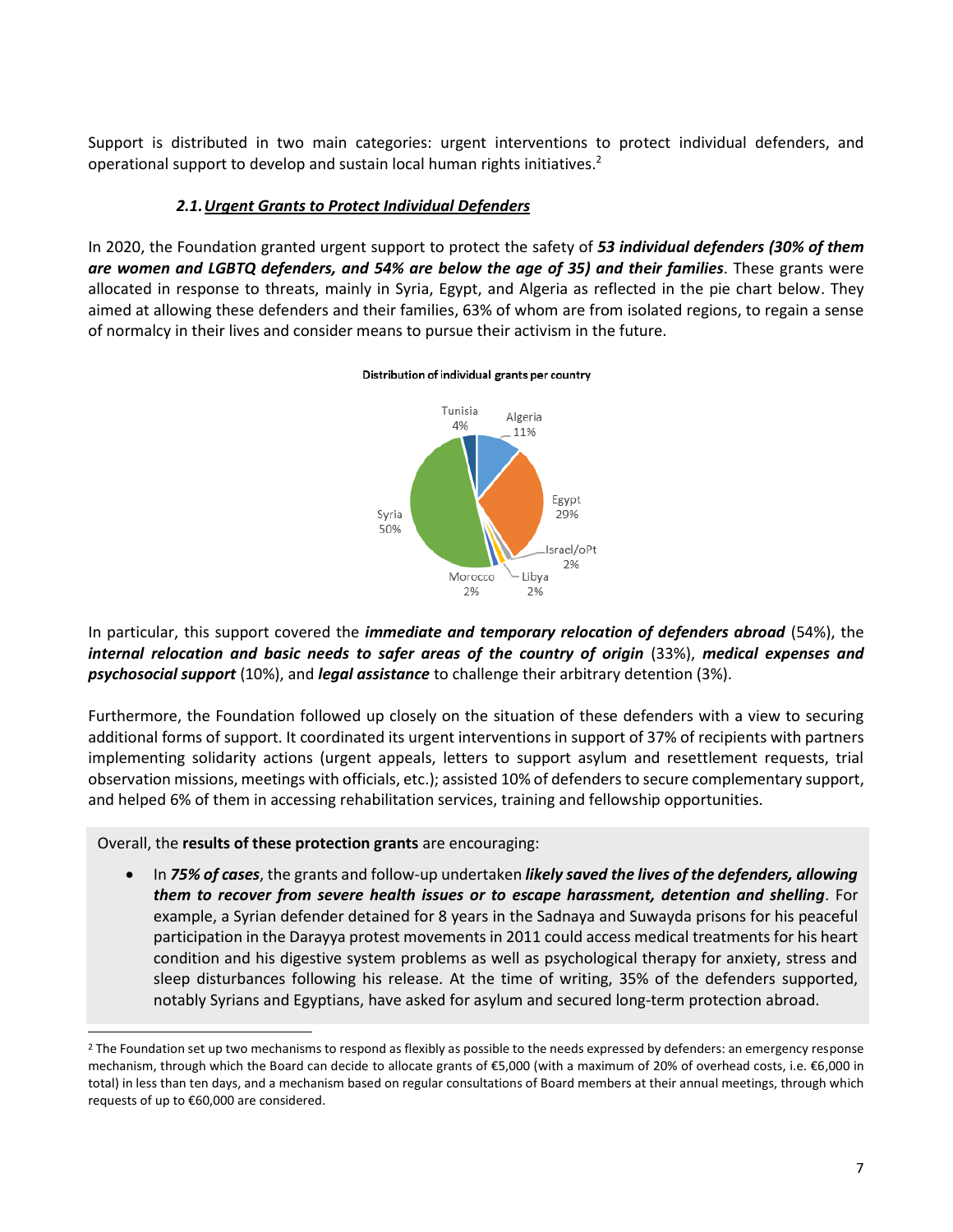Support is distributed in two main categories: urgent interventions to protect individual defenders, and operational support to develop and sustain local human rights initiatives.[2]

### *2.1. Urgent Grants to Protect Individual Defenders*

In 2020, the Foundation granted urgent support to protect the safety of ***53 individual defenders (30% of them are women and LGBTQ defenders, and 54% are below the age of 35) and their families***. These grants were allocated in response to threats, mainly in Syria, Egypt, and Algeria as reflected in the pie chart below. They aimed at allowing these defenders and their families, 63% of whom are from isolated regions, to regain a sense of normalcy in their lives and consider means to pursue their activism in the future.

**Distribution of individual grants per country**

| Country | Share |
| --- | --- |
| Syria | 50% |
| Egypt | 29% |
| Algeria | 11% |
| Tunisia | 4% |
| Israel/oPt | 2% |
| Libya | 2% |
| Morocco | 2% |

In particular, this support covered the ***immediate and temporary relocation of defenders abroad*** (54%), the ***internal relocation and basic needs to safer areas of the country of origin*** (33%), ***medical expenses and psychosocial support*** (10%), and ***legal assistance*** to challenge their arbitrary detention (3%).

Furthermore, the Foundation followed up closely on the situation of these defenders with a view to securing additional forms of support. It coordinated its urgent interventions in support of 37% of recipients with partners implementing solidarity actions (urgent appeals, letters to support asylum and resettlement requests, trial observation missions, meetings with officials, etc.); assisted 10% of defenders to secure complementary support, and helped 6% of them in accessing rehabilitation services, training and fellowship opportunities.

Overall, the **results of these protection grants** are encouraging:

- In ***75% of cases***, the grants and follow-up undertaken ***likely saved the lives of the defenders, allowing them to recover from severe health issues or to escape harassment, detention and shelling***. For example, a Syrian defender detained for 8 years in the Sadnaya and Suwayda prisons for his peaceful participation in the Darayya protest movements in 2011 could access medical treatments for his heart condition and his digestive system problems as well as psychological therapy for anxiety, stress and sleep disturbances following his release. At the time of writing, 35% of the defenders supported, notably Syrians and Egyptians, have asked for asylum and secured long-term protection abroad.

---

[2] The Foundation set up two mechanisms to respond as flexibly as possible to the needs expressed by defenders: an emergency response mechanism, through which the Board can decide to allocate grants of €5,000 (with a maximum of 20% of overhead costs, i.e. €6,000 in total) in less than ten days, and a mechanism based on regular consultations of Board members at their annual meetings, through which requests of up to €60,000 are considered.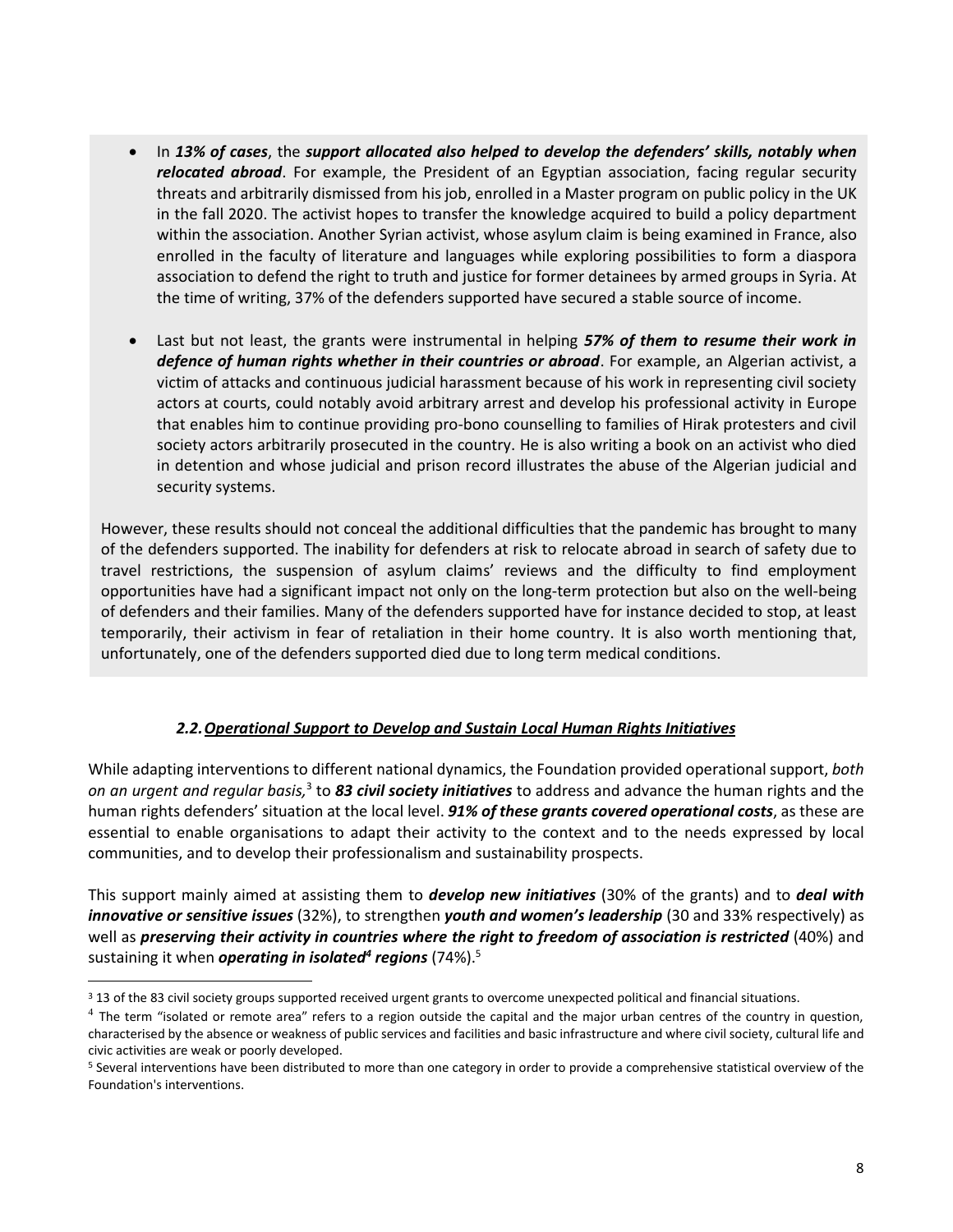- In ***13% of cases***, the ***support allocated also helped to develop the defenders' skills, notably when relocated abroad***. For example, the President of an Egyptian association, facing regular security threats and arbitrarily dismissed from his job, enrolled in a Master program on public policy in the UK in the fall 2020. The activist hopes to transfer the knowledge acquired to build a policy department within the association. Another Syrian activist, whose asylum claim is being examined in France, also enrolled in the faculty of literature and languages while exploring possibilities to form a diaspora association to defend the right to truth and justice for former detainees by armed groups in Syria. At the time of writing, 37% of the defenders supported have secured a stable source of income.

- Last but not least, the grants were instrumental in helping ***57% of them to resume their work in defence of human rights whether in their countries or abroad***. For example, an Algerian activist, a victim of attacks and continuous judicial harassment because of his work in representing civil society actors at courts, could notably avoid arbitrary arrest and develop his professional activity in Europe that enables him to continue providing pro-bono counselling to families of Hirak protesters and civil society actors arbitrarily prosecuted in the country. He is also writing a book on an activist who died in detention and whose judicial and prison record illustrates the abuse of the Algerian judicial and security systems.

However, these results should not conceal the additional difficulties that the pandemic has brought to many of the defenders supported. The inability for defenders at risk to relocate abroad in search of safety due to travel restrictions, the suspension of asylum claims' reviews and the difficulty to find employment opportunities have had a significant impact not only on the long-term protection but also on the well-being of defenders and their families. Many of the defenders supported have for instance decided to stop, at least temporarily, their activism in fear of retaliation in their home country. It is also worth mentioning that, unfortunately, one of the defenders supported died due to long term medical conditions.

### *2.2. Operational Support to Develop and Sustain Local Human Rights Initiatives*

While adapting interventions to different national dynamics, the Foundation provided operational support, *both on an urgent and regular basis,*[3] to ***83 civil society initiatives*** to address and advance the human rights and the human rights defenders' situation at the local level. ***91% of these grants covered operational costs***, as these are essential to enable organisations to adapt their activity to the context and to the needs expressed by local communities, and to develop their professionalism and sustainability prospects.

This support mainly aimed at assisting them to ***develop new initiatives*** (30% of the grants) and to ***deal with innovative or sensitive issues*** (32%), to strengthen ***youth and women's leadership*** (30 and 33% respectively) as well as ***preserving their activity in countries where the right to freedom of association is restricted*** (40%) and sustaining it when ***operating in isolated[4] regions*** (74%).[5]

---

[3] 13 of the 83 civil society groups supported received urgent grants to overcome unexpected political and financial situations.

[4] The term "isolated or remote area" refers to a region outside the capital and the major urban centres of the country in question, characterised by the absence or weakness of public services and facilities and basic infrastructure and where civil society, cultural life and civic activities are weak or poorly developed.

[5] Several interventions have been distributed to more than one category in order to provide a comprehensive statistical overview of the Foundation's interventions.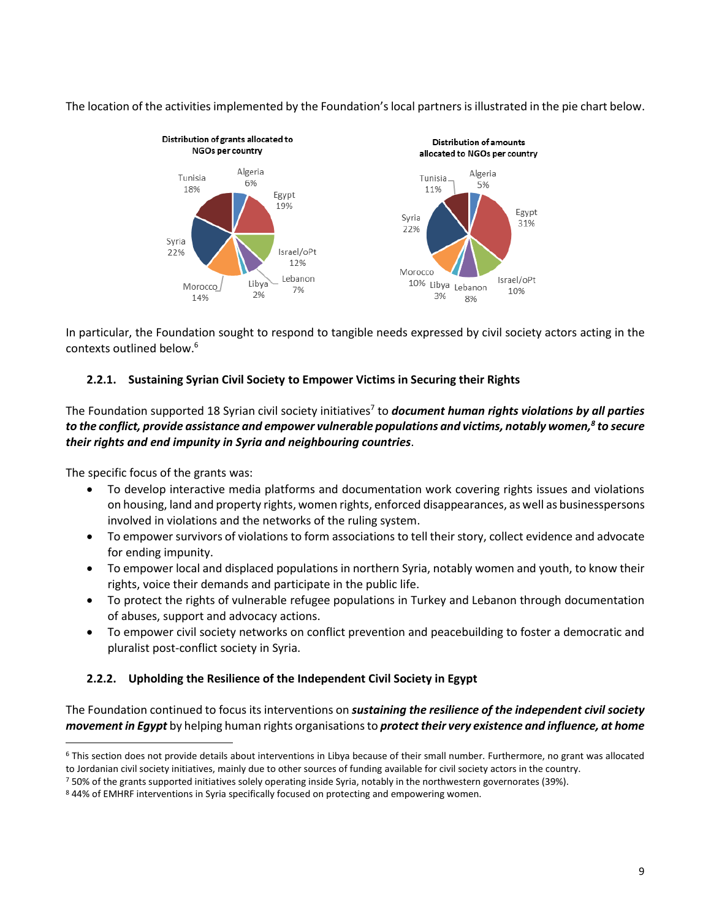The location of the activities implemented by the Foundation's local partners is illustrated in the pie chart below.

**Distribution of grants allocated to NGOs per country**

| Country | Share |
|---|---|
| Algeria | 6% |
| Egypt | 19% |
| Israel/oPt | 12% |
| Lebanon | 7% |
| Libya | 2% |
| Morocco | 14% |
| Syria | 22% |
| Tunisia | 18% |

**Distribution of amounts allocated to NGOs per country**

| Country | Share |
|---|---|
| Algeria | 5% |
| Egypt | 31% |
| Israel/oPt | 10% |
| Lebanon | 8% |
| Libya | 3% |
| Morocco | 10% |
| Syria | 22% |
| Tunisia | 11% |

In particular, the Foundation sought to respond to tangible needs expressed by civil society actors acting in the contexts outlined below.[6]

### 2.2.1. Sustaining Syrian Civil Society to Empower Victims in Securing their Rights

The Foundation supported 18 Syrian civil society initiatives[7] to ***document human rights violations by all parties to the conflict, provide assistance and empower vulnerable populations and victims, notably women,[8] to secure their rights and end impunity in Syria and neighbouring countries***.

The specific focus of the grants was:

- To develop interactive media platforms and documentation work covering rights issues and violations on housing, land and property rights, women rights, enforced disappearances, as well as businesspersons involved in violations and the networks of the ruling system.
- To empower survivors of violations to form associations to tell their story, collect evidence and advocate for ending impunity.
- To empower local and displaced populations in northern Syria, notably women and youth, to know their rights, voice their demands and participate in the public life.
- To protect the rights of vulnerable refugee populations in Turkey and Lebanon through documentation of abuses, support and advocacy actions.
- To empower civil society networks on conflict prevention and peacebuilding to foster a democratic and pluralist post-conflict society in Syria.

### 2.2.2. Upholding the Resilience of the Independent Civil Society in Egypt

The Foundation continued to focus its interventions on ***sustaining the resilience of the independent civil society movement in Egypt*** by helping human rights organisations to ***protect their very existence and influence, at home***

---

[6] This section does not provide details about interventions in Libya because of their small number. Furthermore, no grant was allocated to Jordanian civil society initiatives, mainly due to other sources of funding available for civil society actors in the country.

[7] 50% of the grants supported initiatives solely operating inside Syria, notably in the northwestern governorates (39%).

[8] 44% of EMHRF interventions in Syria specifically focused on protecting and empowering women.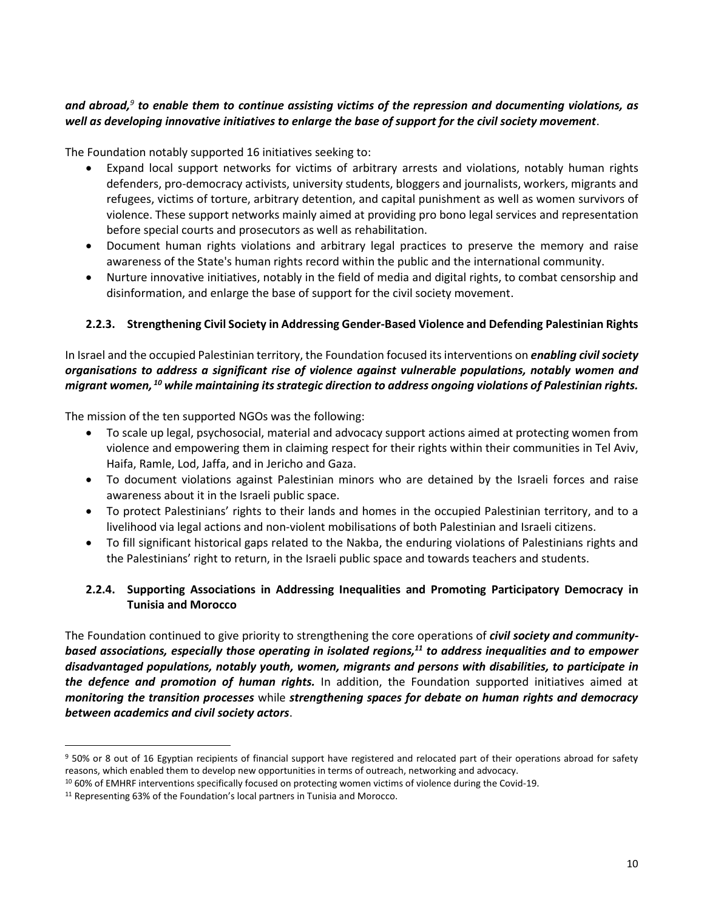***and abroad,[9] to enable them to continue assisting victims of the repression and documenting violations, as well as developing innovative initiatives to enlarge the base of support for the civil society movement***.

The Foundation notably supported 16 initiatives seeking to:

- Expand local support networks for victims of arbitrary arrests and violations, notably human rights defenders, pro-democracy activists, university students, bloggers and journalists, workers, migrants and refugees, victims of torture, arbitrary detention, and capital punishment as well as women survivors of violence. These support networks mainly aimed at providing pro bono legal services and representation before special courts and prosecutors as well as rehabilitation.
- Document human rights violations and arbitrary legal practices to preserve the memory and raise awareness of the State's human rights record within the public and the international community.
- Nurture innovative initiatives, notably in the field of media and digital rights, to combat censorship and disinformation, and enlarge the base of support for the civil society movement.

### 2.2.3. Strengthening Civil Society in Addressing Gender-Based Violence and Defending Palestinian Rights

In Israel and the occupied Palestinian territory, the Foundation focused its interventions on ***enabling civil society organisations to address a significant rise of violence against vulnerable populations, notably women and migrant women,[10] while maintaining its strategic direction to address ongoing violations of Palestinian rights.***

The mission of the ten supported NGOs was the following:

- To scale up legal, psychosocial, material and advocacy support actions aimed at protecting women from violence and empowering them in claiming respect for their rights within their communities in Tel Aviv, Haifa, Ramle, Lod, Jaffa, and in Jericho and Gaza.
- To document violations against Palestinian minors who are detained by the Israeli forces and raise awareness about it in the Israeli public space.
- To protect Palestinians' rights to their lands and homes in the occupied Palestinian territory, and to a livelihood via legal actions and non-violent mobilisations of both Palestinian and Israeli citizens.
- To fill significant historical gaps related to the Nakba, the enduring violations of Palestinians rights and the Palestinians' right to return, in the Israeli public space and towards teachers and students.

### 2.2.4. Supporting Associations in Addressing Inequalities and Promoting Participatory Democracy in Tunisia and Morocco

The Foundation continued to give priority to strengthening the core operations of ***civil society and community-based associations, especially those operating in isolated regions,[11] to address inequalities and to empower disadvantaged populations, notably youth, women, migrants and persons with disabilities, to participate in the defence and promotion of human rights.*** In addition, the Foundation supported initiatives aimed at ***monitoring the transition processes*** while ***strengthening spaces for debate on human rights and democracy between academics and civil society actors***.

---

[9] 50% or 8 out of 16 Egyptian recipients of financial support have registered and relocated part of their operations abroad for safety reasons, which enabled them to develop new opportunities in terms of outreach, networking and advocacy.

[10] 60% of EMHRF interventions specifically focused on protecting women victims of violence during the Covid-19.

[11] Representing 63% of the Foundation's local partners in Tunisia and Morocco.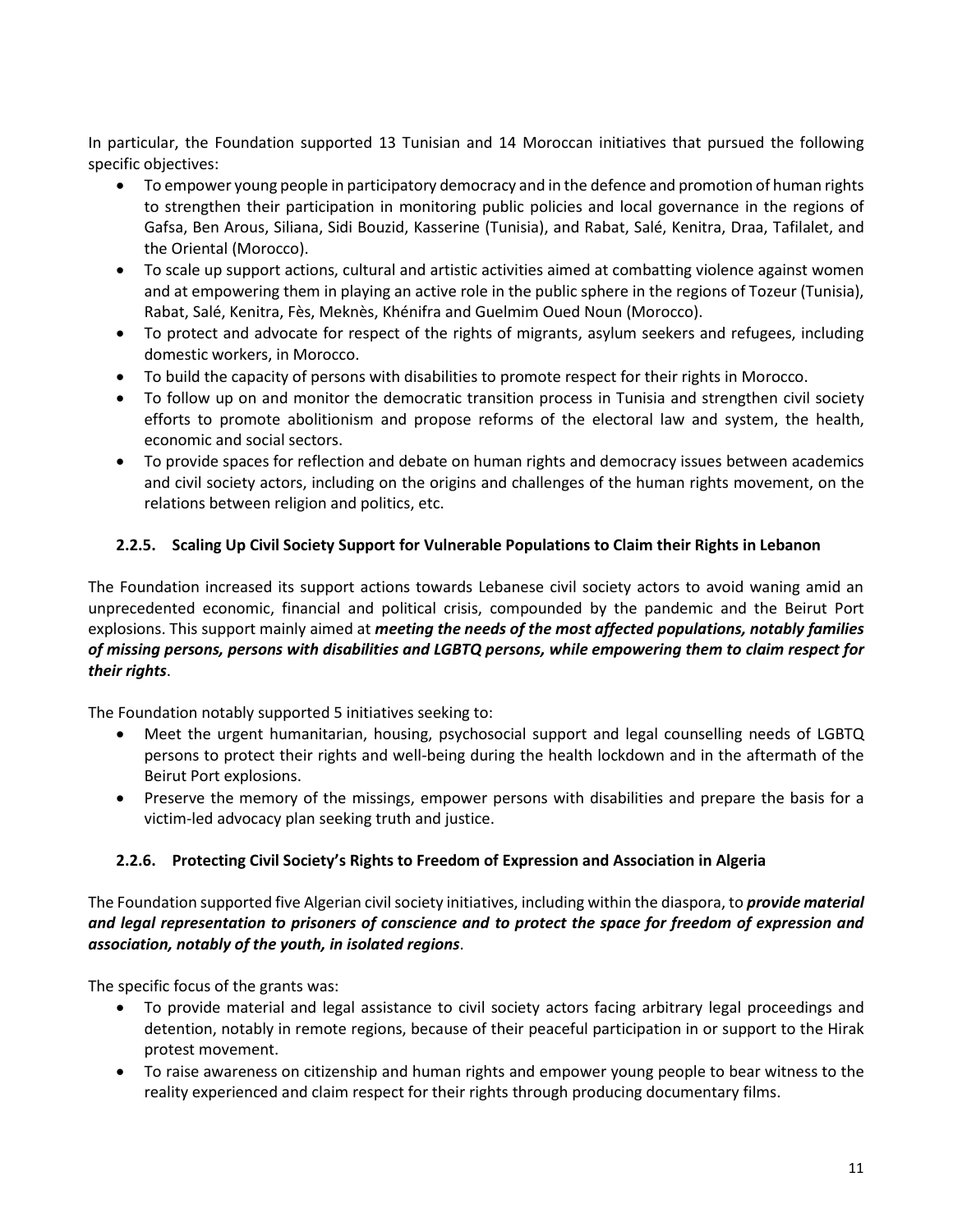In particular, the Foundation supported 13 Tunisian and 14 Moroccan initiatives that pursued the following specific objectives:

- To empower young people in participatory democracy and in the defence and promotion of human rights to strengthen their participation in monitoring public policies and local governance in the regions of Gafsa, Ben Arous, Siliana, Sidi Bouzid, Kasserine (Tunisia), and Rabat, Salé, Kenitra, Draa, Tafilalet, and the Oriental (Morocco).
- To scale up support actions, cultural and artistic activities aimed at combatting violence against women and at empowering them in playing an active role in the public sphere in the regions of Tozeur (Tunisia), Rabat, Salé, Kenitra, Fès, Meknès, Khénifra and Guelmim Oued Noun (Morocco).
- To protect and advocate for respect of the rights of migrants, asylum seekers and refugees, including domestic workers, in Morocco.
- To build the capacity of persons with disabilities to promote respect for their rights in Morocco.
- To follow up on and monitor the democratic transition process in Tunisia and strengthen civil society efforts to promote abolitionism and propose reforms of the electoral law and system, the health, economic and social sectors.
- To provide spaces for reflection and debate on human rights and democracy issues between academics and civil society actors, including on the origins and challenges of the human rights movement, on the relations between religion and politics, etc.

### 2.2.5. Scaling Up Civil Society Support for Vulnerable Populations to Claim their Rights in Lebanon

The Foundation increased its support actions towards Lebanese civil society actors to avoid waning amid an unprecedented economic, financial and political crisis, compounded by the pandemic and the Beirut Port explosions. This support mainly aimed at ***meeting the needs of the most affected populations, notably families of missing persons, persons with disabilities and LGBTQ persons, while empowering them to claim respect for their rights***.

The Foundation notably supported 5 initiatives seeking to:

- Meet the urgent humanitarian, housing, psychosocial support and legal counselling needs of LGBTQ persons to protect their rights and well-being during the health lockdown and in the aftermath of the Beirut Port explosions.
- Preserve the memory of the missings, empower persons with disabilities and prepare the basis for a victim-led advocacy plan seeking truth and justice.

### 2.2.6. Protecting Civil Society's Rights to Freedom of Expression and Association in Algeria

The Foundation supported five Algerian civil society initiatives, including within the diaspora, to ***provide material and legal representation to prisoners of conscience and to protect the space for freedom of expression and association, notably of the youth, in isolated regions***.

The specific focus of the grants was:

- To provide material and legal assistance to civil society actors facing arbitrary legal proceedings and detention, notably in remote regions, because of their peaceful participation in or support to the Hirak protest movement.
- To raise awareness on citizenship and human rights and empower young people to bear witness to the reality experienced and claim respect for their rights through producing documentary films.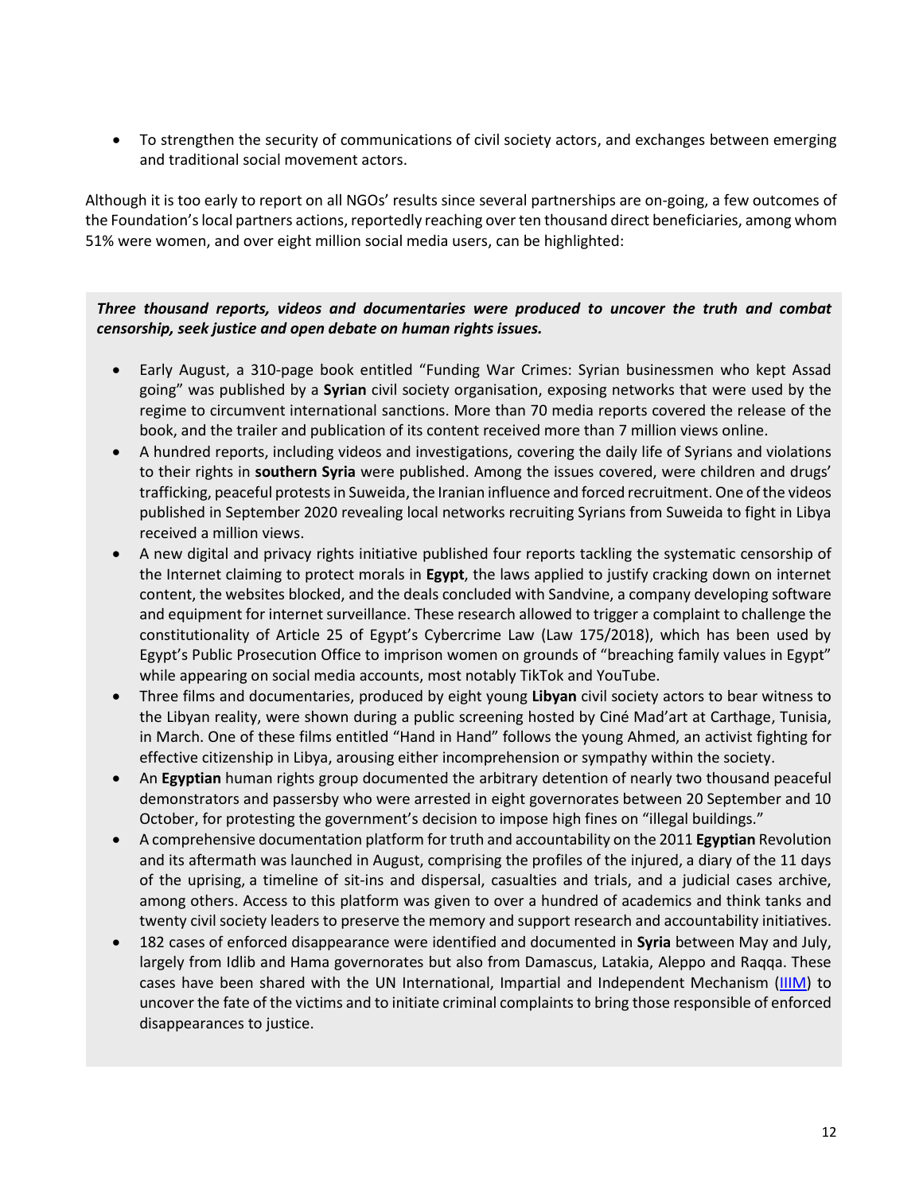- To strengthen the security of communications of civil society actors, and exchanges between emerging and traditional social movement actors.

Although it is too early to report on all NGOs' results since several partnerships are on-going, a few outcomes of the Foundation's local partners actions, reportedly reaching over ten thousand direct beneficiaries, among whom 51% were women, and over eight million social media users, can be highlighted:

***Three thousand reports, videos and documentaries were produced to uncover the truth and combat censorship, seek justice and open debate on human rights issues.***

- Early August, a 310-page book entitled "Funding War Crimes: Syrian businessmen who kept Assad going" was published by a **Syrian** civil society organisation, exposing networks that were used by the regime to circumvent international sanctions. More than 70 media reports covered the release of the book, and the trailer and publication of its content received more than 7 million views online.
- A hundred reports, including videos and investigations, covering the daily life of Syrians and violations to their rights in **southern Syria** were published. Among the issues covered, were children and drugs' trafficking, peaceful protests in Suweida, the Iranian influence and forced recruitment. One of the videos published in September 2020 revealing local networks recruiting Syrians from Suweida to fight in Libya received a million views.
- A new digital and privacy rights initiative published four reports tackling the systematic censorship of the Internet claiming to protect morals in **Egypt**, the laws applied to justify cracking down on internet content, the websites blocked, and the deals concluded with Sandvine, a company developing software and equipment for internet surveillance. These research allowed to trigger a complaint to challenge the constitutionality of Article 25 of Egypt's Cybercrime Law (Law 175/2018), which has been used by Egypt's Public Prosecution Office to imprison women on grounds of "breaching family values in Egypt" while appearing on social media accounts, most notably TikTok and YouTube.
- Three films and documentaries, produced by eight young **Libyan** civil society actors to bear witness to the Libyan reality, were shown during a public screening hosted by Ciné Mad'art at Carthage, Tunisia, in March. One of these films entitled "Hand in Hand" follows the young Ahmed, an activist fighting for effective citizenship in Libya, arousing either incomprehension or sympathy within the society.
- An **Egyptian** human rights group documented the arbitrary detention of nearly two thousand peaceful demonstrators and passersby who were arrested in eight governorates between 20 September and 10 October, for protesting the government's decision to impose high fines on "illegal buildings."
- A comprehensive documentation platform for truth and accountability on the 2011 **Egyptian** Revolution and its aftermath was launched in August, comprising the profiles of the injured, a diary of the 11 days of the uprising, a timeline of sit-ins and dispersal, casualties and trials, and a judicial cases archive, among others. Access to this platform was given to over a hundred of academics and think tanks and twenty civil society leaders to preserve the memory and support research and accountability initiatives.
- 182 cases of enforced disappearance were identified and documented in **Syria** between May and July, largely from Idlib and Hama governorates but also from Damascus, Latakia, Aleppo and Raqqa. These cases have been shared with the UN International, Impartial and Independent Mechanism (IIIM) to uncover the fate of the victims and to initiate criminal complaints to bring those responsible of enforced disappearances to justice.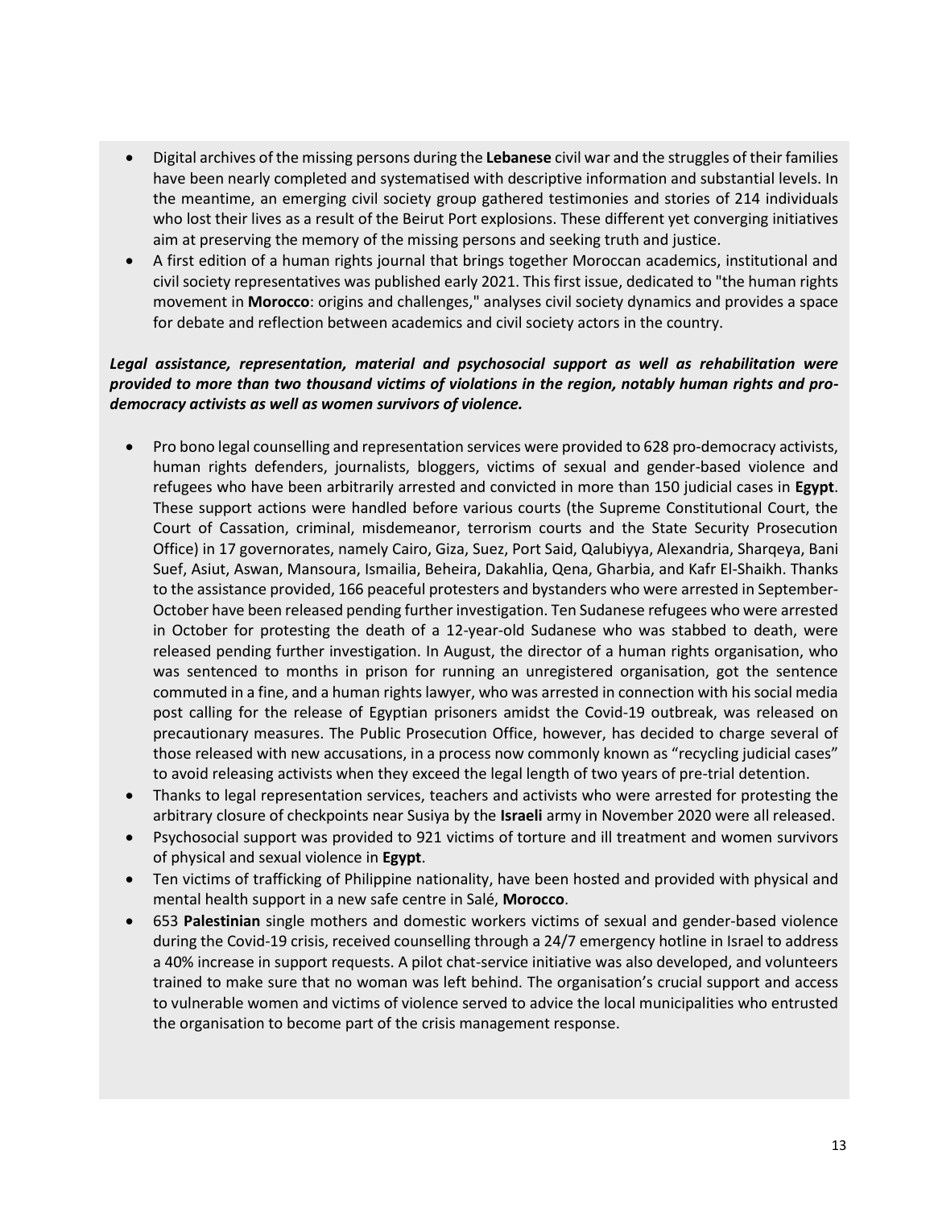- Digital archives of the missing persons during the **Lebanese** civil war and the struggles of their families have been nearly completed and systematised with descriptive information and substantial levels. In the meantime, an emerging civil society group gathered testimonies and stories of 214 individuals who lost their lives as a result of the Beirut Port explosions. These different yet converging initiatives aim at preserving the memory of the missing persons and seeking truth and justice.
- A first edition of a human rights journal that brings together Moroccan academics, institutional and civil society representatives was published early 2021. This first issue, dedicated to "the human rights movement in **Morocco**: origins and challenges," analyses civil society dynamics and provides a space for debate and reflection between academics and civil society actors in the country.

***Legal assistance, representation, material and psychosocial support as well as rehabilitation were provided to more than two thousand victims of violations in the region, notably human rights and pro-democracy activists as well as women survivors of violence.***

- Pro bono legal counselling and representation services were provided to 628 pro-democracy activists, human rights defenders, journalists, bloggers, victims of sexual and gender-based violence and refugees who have been arbitrarily arrested and convicted in more than 150 judicial cases in **Egypt**. These support actions were handled before various courts (the Supreme Constitutional Court, the Court of Cassation, criminal, misdemeanor, terrorism courts and the State Security Prosecution Office) in 17 governorates, namely Cairo, Giza, Suez, Port Said, Qalubiyya, Alexandria, Sharqeya, Bani Suef, Asiut, Aswan, Mansoura, Ismailia, Beheira, Dakahlia, Qena, Gharbia, and Kafr El-Shaikh. Thanks to the assistance provided, 166 peaceful protesters and bystanders who were arrested in September-October have been released pending further investigation. Ten Sudanese refugees who were arrested in October for protesting the death of a 12-year-old Sudanese who was stabbed to death, were released pending further investigation. In August, the director of a human rights organisation, who was sentenced to months in prison for running an unregistered organisation, got the sentence commuted in a fine, and a human rights lawyer, who was arrested in connection with his social media post calling for the release of Egyptian prisoners amidst the Covid-19 outbreak, was released on precautionary measures. The Public Prosecution Office, however, has decided to charge several of those released with new accusations, in a process now commonly known as "recycling judicial cases" to avoid releasing activists when they exceed the legal length of two years of pre-trial detention.
- Thanks to legal representation services, teachers and activists who were arrested for protesting the arbitrary closure of checkpoints near Susiya by the **Israeli** army in November 2020 were all released.
- Psychosocial support was provided to 921 victims of torture and ill treatment and women survivors of physical and sexual violence in **Egypt**.
- Ten victims of trafficking of Philippine nationality, have been hosted and provided with physical and mental health support in a new safe centre in Salé, **Morocco**.
- 653 **Palestinian** single mothers and domestic workers victims of sexual and gender-based violence during the Covid-19 crisis, received counselling through a 24/7 emergency hotline in Israel to address a 40% increase in support requests. A pilot chat-service initiative was also developed, and volunteers trained to make sure that no woman was left behind. The organisation's crucial support and access to vulnerable women and victims of violence served to advice the local municipalities who entrusted the organisation to become part of the crisis management response.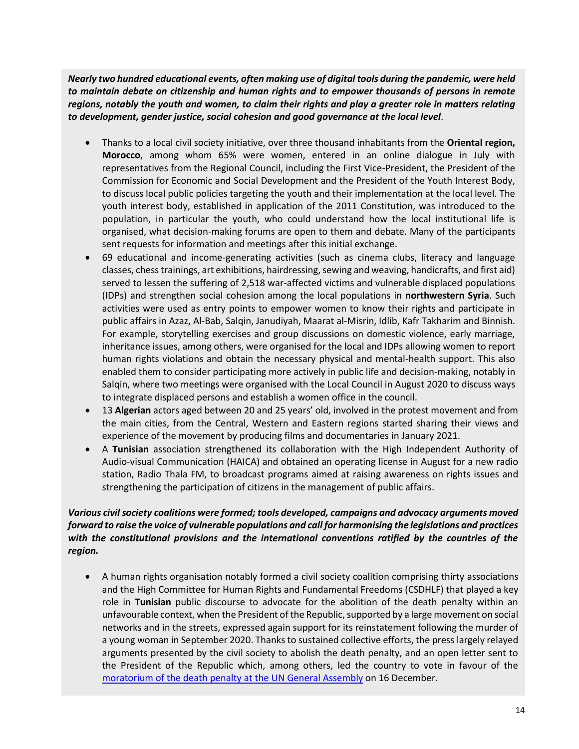***Nearly two hundred educational events, often making use of digital tools during the pandemic, were held to maintain debate on citizenship and human rights and to empower thousands of persons in remote regions, notably the youth and women, to claim their rights and play a greater role in matters relating to development, gender justice, social cohesion and good governance at the local level***.

- Thanks to a local civil society initiative, over three thousand inhabitants from the **Oriental region, Morocco**, among whom 65% were women, entered in an online dialogue in July with representatives from the Regional Council, including the First Vice-President, the President of the Commission for Economic and Social Development and the President of the Youth Interest Body, to discuss local public policies targeting the youth and their implementation at the local level. The youth interest body, established in application of the 2011 Constitution, was introduced to the population, in particular the youth, who could understand how the local institutional life is organised, what decision-making forums are open to them and debate. Many of the participants sent requests for information and meetings after this initial exchange.
- 69 educational and income-generating activities (such as cinema clubs, literacy and language classes, chess trainings, art exhibitions, hairdressing, sewing and weaving, handicrafts, and first aid) served to lessen the suffering of 2,518 war-affected victims and vulnerable displaced populations (IDPs) and strengthen social cohesion among the local populations in **northwestern Syria**. Such activities were used as entry points to empower women to know their rights and participate in public affairs in Azaz, Al-Bab, Salqin, Janudiyah, Maarat al-Misrin, Idlib, Kafr Takharim and Binnish. For example, storytelling exercises and group discussions on domestic violence, early marriage, inheritance issues, among others, were organised for the local and IDPs allowing women to report human rights violations and obtain the necessary physical and mental-health support. This also enabled them to consider participating more actively in public life and decision-making, notably in Salqin, where two meetings were organised with the Local Council in August 2020 to discuss ways to integrate displaced persons and establish a women office in the council.
- 13 **Algerian** actors aged between 20 and 25 years' old, involved in the protest movement and from the main cities, from the Central, Western and Eastern regions started sharing their views and experience of the movement by producing films and documentaries in January 2021.
- A **Tunisian** association strengthened its collaboration with the High Independent Authority of Audio-visual Communication (HAICA) and obtained an operating license in August for a new radio station, Radio Thala FM, to broadcast programs aimed at raising awareness on rights issues and strengthening the participation of citizens in the management of public affairs.

***Various civil society coalitions were formed; tools developed, campaigns and advocacy arguments moved forward to raise the voice of vulnerable populations and call for harmonising the legislations and practices with the constitutional provisions and the international conventions ratified by the countries of the region.***

- A human rights organisation notably formed a civil society coalition comprising thirty associations and the High Committee for Human Rights and Fundamental Freedoms (CSDHLF) that played a key role in **Tunisian** public discourse to advocate for the abolition of the death penalty within an unfavourable context, when the President of the Republic, supported by a large movement on social networks and in the streets, expressed again support for its reinstatement following the murder of a young woman in September 2020. Thanks to sustained collective efforts, the press largely relayed arguments presented by the civil society to abolish the death penalty, and an open letter sent to the President of the Republic which, among others, led the country to vote in favour of the moratorium of the death penalty at the UN General Assembly on 16 December.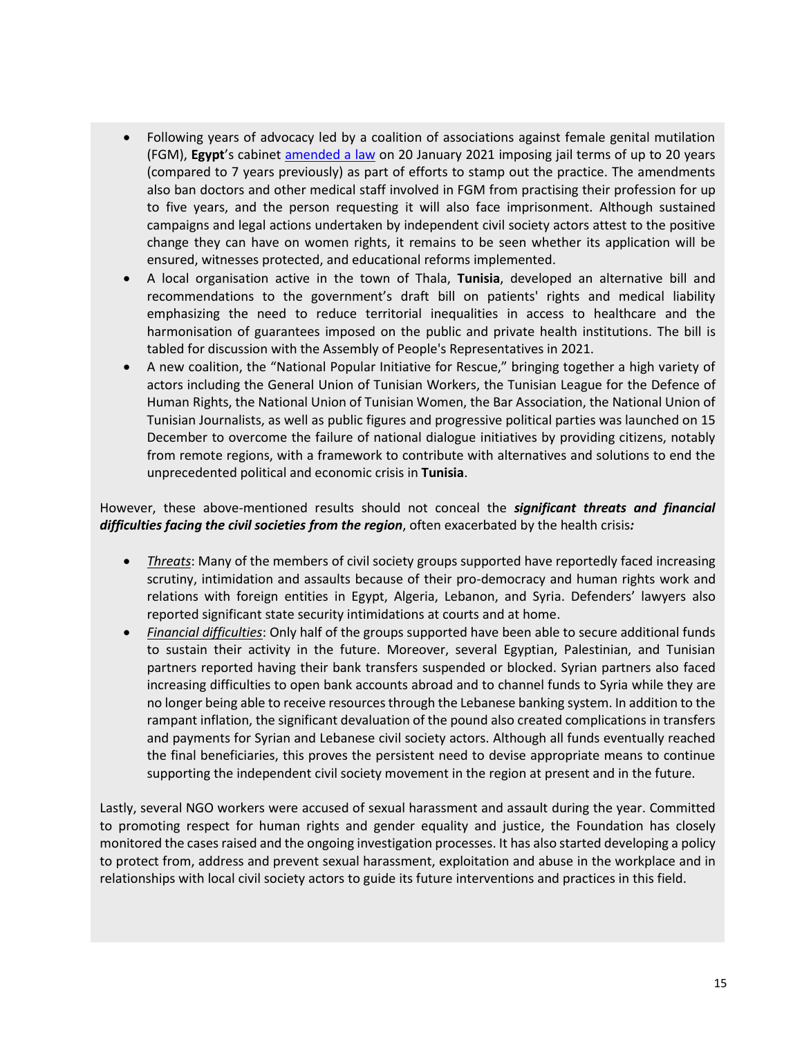- Following years of advocacy led by a coalition of associations against female genital mutilation (FGM), **Egypt**'s cabinet [amended a law]() on 20 January 2021 imposing jail terms of up to 20 years (compared to 7 years previously) as part of efforts to stamp out the practice. The amendments also ban doctors and other medical staff involved in FGM from practising their profession for up to five years, and the person requesting it will also face imprisonment. Although sustained campaigns and legal actions undertaken by independent civil society actors attest to the positive change they can have on women rights, it remains to be seen whether its application will be ensured, witnesses protected, and educational reforms implemented.
- A local organisation active in the town of Thala, **Tunisia**, developed an alternative bill and recommendations to the government's draft bill on patients' rights and medical liability emphasizing the need to reduce territorial inequalities in access to healthcare and the harmonisation of guarantees imposed on the public and private health institutions. The bill is tabled for discussion with the Assembly of People's Representatives in 2021.
- A new coalition, the "National Popular Initiative for Rescue," bringing together a high variety of actors including the General Union of Tunisian Workers, the Tunisian League for the Defence of Human Rights, the National Union of Tunisian Women, the Bar Association, the National Union of Tunisian Journalists, as well as public figures and progressive political parties was launched on 15 December to overcome the failure of national dialogue initiatives by providing citizens, notably from remote regions, with a framework to contribute with alternatives and solutions to end the unprecedented political and economic crisis in **Tunisia**.

However, these above-mentioned results should not conceal the ***significant threats and financial difficulties facing the civil societies from the region***, often exacerbated by the health crisis***:***

- *Threats*: Many of the members of civil society groups supported have reportedly faced increasing scrutiny, intimidation and assaults because of their pro-democracy and human rights work and relations with foreign entities in Egypt, Algeria, Lebanon, and Syria. Defenders' lawyers also reported significant state security intimidations at courts and at home.
- *Financial difficulties*: Only half of the groups supported have been able to secure additional funds to sustain their activity in the future. Moreover, several Egyptian, Palestinian, and Tunisian partners reported having their bank transfers suspended or blocked. Syrian partners also faced increasing difficulties to open bank accounts abroad and to channel funds to Syria while they are no longer being able to receive resources through the Lebanese banking system. In addition to the rampant inflation, the significant devaluation of the pound also created complications in transfers and payments for Syrian and Lebanese civil society actors. Although all funds eventually reached the final beneficiaries, this proves the persistent need to devise appropriate means to continue supporting the independent civil society movement in the region at present and in the future.

Lastly, several NGO workers were accused of sexual harassment and assault during the year. Committed to promoting respect for human rights and gender equality and justice, the Foundation has closely monitored the cases raised and the ongoing investigation processes. It has also started developing a policy to protect from, address and prevent sexual harassment, exploitation and abuse in the workplace and in relationships with local civil society actors to guide its future interventions and practices in this field.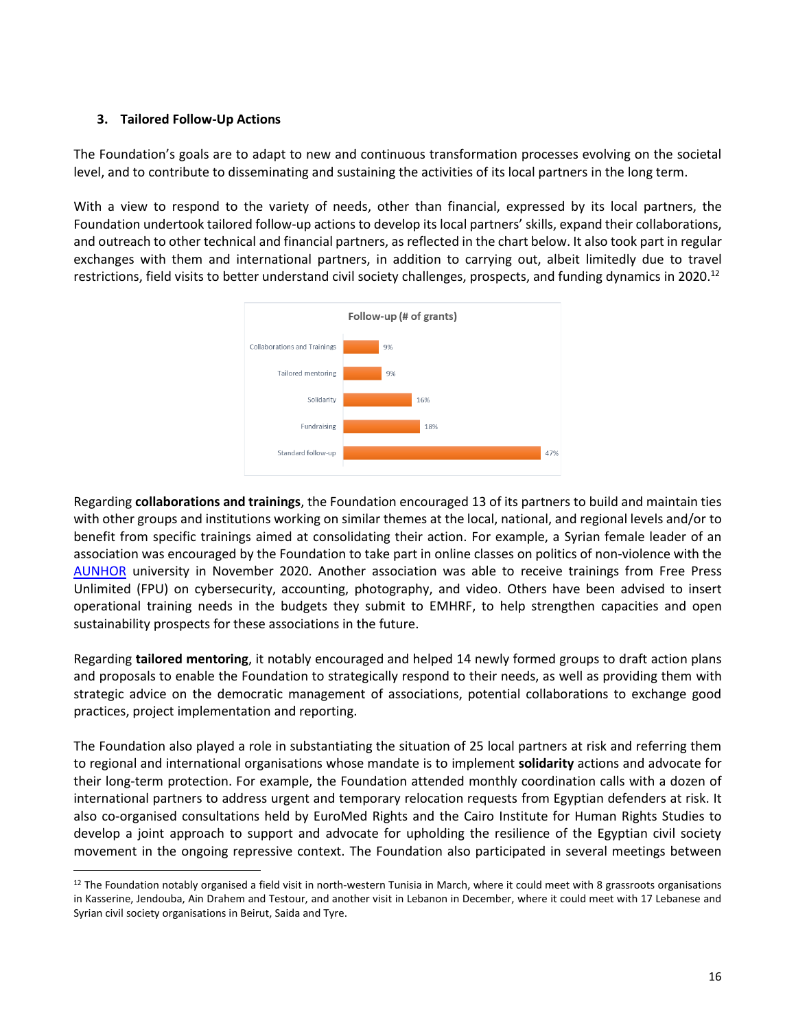### 3. Tailored Follow-Up Actions

The Foundation's goals are to adapt to new and continuous transformation processes evolving on the societal level, and to contribute to disseminating and sustaining the activities of its local partners in the long term.

With a view to respond to the variety of needs, other than financial, expressed by its local partners, the Foundation undertook tailored follow-up actions to develop its local partners' skills, expand their collaborations, and outreach to other technical and financial partners, as reflected in the chart below. It also took part in regular exchanges with them and international partners, in addition to carrying out, albeit limitedly due to travel restrictions, field visits to better understand civil society challenges, prospects, and funding dynamics in 2020.[12]

**Follow-up (# of grants)**

| Category | % |
| --- | --- |
| Collaborations and Trainings | 9% |
| Tailored mentoring | 9% |
| Solidarity | 16% |
| Fundraising | 18% |
| Standard follow-up | 47% |

Regarding **collaborations and trainings**, the Foundation encouraged 13 of its partners to build and maintain ties with other groups and institutions working on similar themes at the local, national, and regional levels and/or to benefit from specific trainings aimed at consolidating their action. For example, a Syrian female leader of an association was encouraged by the Foundation to take part in online classes on politics of non-violence with the AUNHOR university in November 2020. Another association was able to receive trainings from Free Press Unlimited (FPU) on cybersecurity, accounting, photography, and video. Others have been advised to insert operational training needs in the budgets they submit to EMHRF, to help strengthen capacities and open sustainability prospects for these associations in the future.

Regarding **tailored mentoring**, it notably encouraged and helped 14 newly formed groups to draft action plans and proposals to enable the Foundation to strategically respond to their needs, as well as providing them with strategic advice on the democratic management of associations, potential collaborations to exchange good practices, project implementation and reporting.

The Foundation also played a role in substantiating the situation of 25 local partners at risk and referring them to regional and international organisations whose mandate is to implement **solidarity** actions and advocate for their long-term protection. For example, the Foundation attended monthly coordination calls with a dozen of international partners to address urgent and temporary relocation requests from Egyptian defenders at risk. It also co-organised consultations held by EuroMed Rights and the Cairo Institute for Human Rights Studies to develop a joint approach to support and advocate for upholding the resilience of the Egyptian civil society movement in the ongoing repressive context. The Foundation also participated in several meetings between

---

[12] The Foundation notably organised a field visit in north-western Tunisia in March, where it could meet with 8 grassroots organisations in Kasserine, Jendouba, Ain Drahem and Testour, and another visit in Lebanon in December, where it could meet with 17 Lebanese and Syrian civil society organisations in Beirut, Saida and Tyre.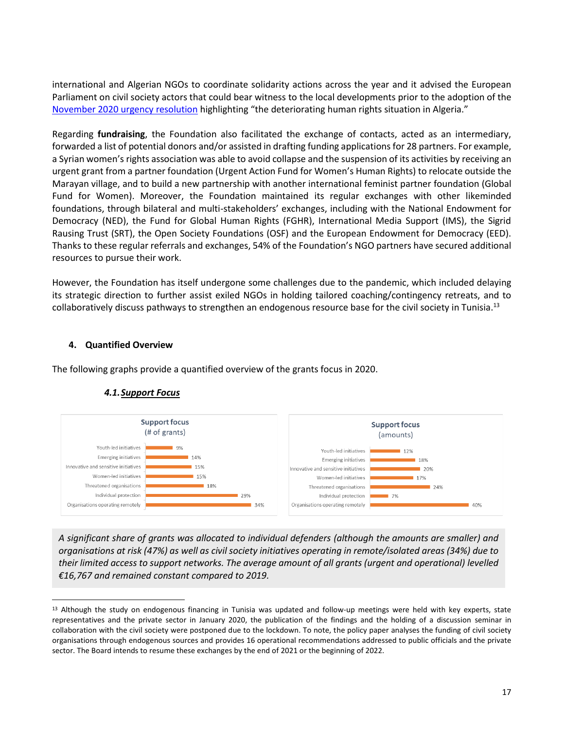international and Algerian NGOs to coordinate solidarity actions across the year and it advised the European Parliament on civil society actors that could bear witness to the local developments prior to the adoption of the [November 2020 urgency resolution](#) highlighting "the deteriorating human rights situation in Algeria."

Regarding **fundraising**, the Foundation also facilitated the exchange of contacts, acted as an intermediary, forwarded a list of potential donors and/or assisted in drafting funding applications for 28 partners. For example, a Syrian women's rights association was able to avoid collapse and the suspension of its activities by receiving an urgent grant from a partner foundation (Urgent Action Fund for Women's Human Rights) to relocate outside the Marayan village, and to build a new partnership with another international feminist partner foundation (Global Fund for Women). Moreover, the Foundation maintained its regular exchanges with other likeminded foundations, through bilateral and multi-stakeholders' exchanges, including with the National Endowment for Democracy (NED), the Fund for Global Human Rights (FGHR), International Media Support (IMS), the Sigrid Rausing Trust (SRT), the Open Society Foundations (OSF) and the European Endowment for Democracy (EED). Thanks to these regular referrals and exchanges, 54% of the Foundation's NGO partners have secured additional resources to pursue their work.

However, the Foundation has itself undergone some challenges due to the pandemic, which included delaying its strategic direction to further assist exiled NGOs in holding tailored coaching/contingency retreats, and to collaboratively discuss pathways to strengthen an endogenous resource base for the civil society in Tunisia.[13]

## 4. Quantified Overview

The following graphs provide a quantified overview of the grants focus in 2020.

### *4.1. Support Focus*

**Support focus (# of grants)**

| Category | % |
|---|---|
| Youth-led initiatives | 9% |
| Emerging initiatives | 14% |
| Innovative and sensitive initiatives | 15% |
| Women-led initiatives | 15% |
| Threatened organisations | 18% |
| Individual protection | 29% |
| Organisations operating remotely | 34% |

**Support focus (amounts)**

| Category | % |
|---|---|
| Youth-led initiatives | 12% |
| Emerging initiatives | 18% |
| Innovative and sensitive initiatives | 20% |
| Women-led initiatives | 17% |
| Threatened organisations | 24% |
| Individual protection | 7% |
| Organisations operating remotely | 40% |

*A significant share of grants was allocated to individual defenders (although the amounts are smaller) and organisations at risk (47%) as well as civil society initiatives operating in remote/isolated areas (34%) due to their limited access to support networks. The average amount of all grants (urgent and operational) levelled €16,767 and remained constant compared to 2019.*

---

[13] Although the study on endogenous financing in Tunisia was updated and follow-up meetings were held with key experts, state representatives and the private sector in January 2020, the publication of the findings and the holding of a discussion seminar in collaboration with the civil society were postponed due to the lockdown. To note, the policy paper analyses the funding of civil society organisations through endogenous sources and provides 16 operational recommendations addressed to public officials and the private sector. The Board intends to resume these exchanges by the end of 2021 or the beginning of 2022.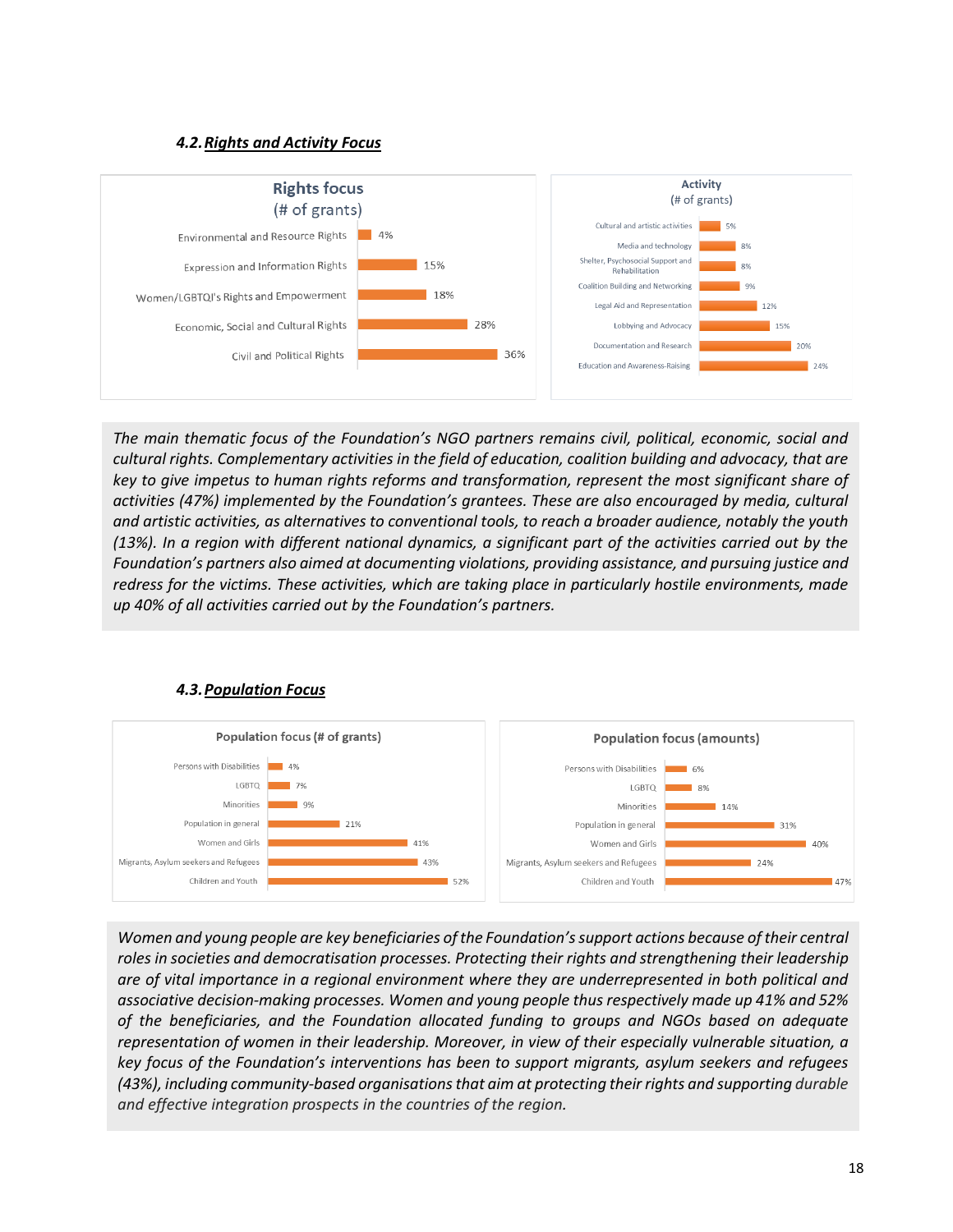### 4.2. Rights and Activity Focus

**Rights focus (# of grants)**

| Rights focus | % |
|---|---|
| Environmental and Resource Rights | 4% |
| Expression and Information Rights | 15% |
| Women/LGBTQI's Rights and Empowerment | 18% |
| Economic, Social and Cultural Rights | 28% |
| Civil and Political Rights | 36% |

**Activity (# of grants)**

| Activity | % |
|---|---|
| Cultural and artistic activities | 5% |
| Media and technology | 8% |
| Shelter, Psychosocial Support and Rehabilitation | 8% |
| Coalition Building and Networking | 9% |
| Legal Aid and Representation | 12% |
| Lobbying and Advocacy | 15% |
| Documentation and Research | 20% |
| Education and Awareness-Raising | 24% |

*The main thematic focus of the Foundation's NGO partners remains civil, political, economic, social and cultural rights. Complementary activities in the field of education, coalition building and advocacy, that are key to give impetus to human rights reforms and transformation, represent the most significant share of activities (47%) implemented by the Foundation's grantees. These are also encouraged by media, cultural and artistic activities, as alternatives to conventional tools, to reach a broader audience, notably the youth (13%). In a region with different national dynamics, a significant part of the activities carried out by the Foundation's partners also aimed at documenting violations, providing assistance, and pursuing justice and redress for the victims. These activities, which are taking place in particularly hostile environments, made up 40% of all activities carried out by the Foundation's partners.*

### 4.3. Population Focus

**Population focus (# of grants)**

| Population | % |
|---|---|
| Persons with Disabilities | 4% |
| LGBTQ | 7% |
| Minorities | 9% |
| Population in general | 21% |
| Women and Girls | 41% |
| Migrants, Asylum seekers and Refugees | 43% |
| Children and Youth | 52% |

**Population focus (amounts)**

| Population | % |
|---|---|
| Persons with Disabilities | 6% |
| LGBTQ | 8% |
| Minorities | 14% |
| Population in general | 31% |
| Women and Girls | 40% |
| Migrants, Asylum seekers and Refugees | 24% |
| Children and Youth | 47% |

*Women and young people are key beneficiaries of the Foundation's support actions because of their central roles in societies and democratisation processes. Protecting their rights and strengthening their leadership are of vital importance in a regional environment where they are underrepresented in both political and associative decision-making processes. Women and young people thus respectively made up 41% and 52% of the beneficiaries, and the Foundation allocated funding to groups and NGOs based on adequate representation of women in their leadership. Moreover, in view of their especially vulnerable situation, a key focus of the Foundation's interventions has been to support migrants, asylum seekers and refugees (43%), including community-based organisations that aim at protecting their rights and supporting durable and effective integration prospects in the countries of the region.*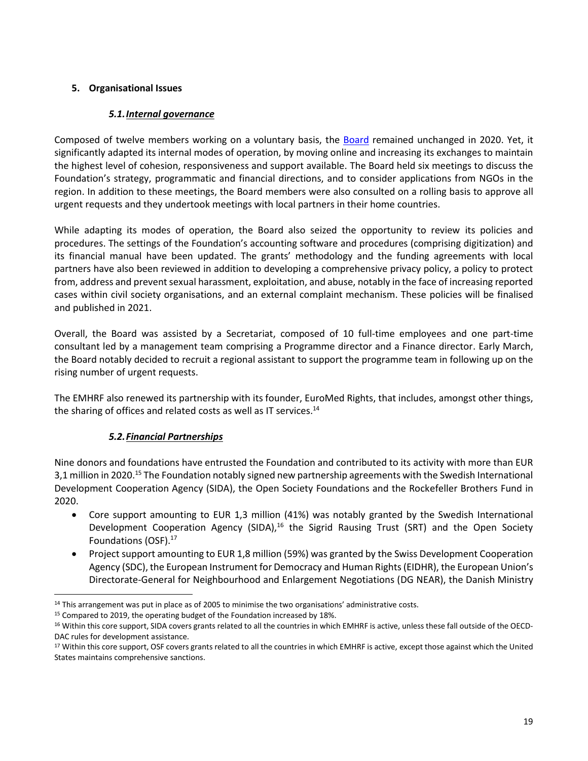## 5. Organisational Issues

### *5.1. Internal governance*

Composed of twelve members working on a voluntary basis, the Board remained unchanged in 2020. Yet, it significantly adapted its internal modes of operation, by moving online and increasing its exchanges to maintain the highest level of cohesion, responsiveness and support available. The Board held six meetings to discuss the Foundation's strategy, programmatic and financial directions, and to consider applications from NGOs in the region. In addition to these meetings, the Board members were also consulted on a rolling basis to approve all urgent requests and they undertook meetings with local partners in their home countries.

While adapting its modes of operation, the Board also seized the opportunity to review its policies and procedures. The settings of the Foundation's accounting software and procedures (comprising digitization) and its financial manual have been updated. The grants' methodology and the funding agreements with local partners have also been reviewed in addition to developing a comprehensive privacy policy, a policy to protect from, address and prevent sexual harassment, exploitation, and abuse, notably in the face of increasing reported cases within civil society organisations, and an external complaint mechanism. These policies will be finalised and published in 2021.

Overall, the Board was assisted by a Secretariat, composed of 10 full-time employees and one part-time consultant led by a management team comprising a Programme director and a Finance director. Early March, the Board notably decided to recruit a regional assistant to support the programme team in following up on the rising number of urgent requests.

The EMHRF also renewed its partnership with its founder, EuroMed Rights, that includes, amongst other things, the sharing of offices and related costs as well as IT services.[14]

### *5.2. Financial Partnerships*

Nine donors and foundations have entrusted the Foundation and contributed to its activity with more than EUR 3,1 million in 2020.[15] The Foundation notably signed new partnership agreements with the Swedish International Development Cooperation Agency (SIDA), the Open Society Foundations and the Rockefeller Brothers Fund in 2020.

- Core support amounting to EUR 1,3 million (41%) was notably granted by the Swedish International Development Cooperation Agency (SIDA),[16] the Sigrid Rausing Trust (SRT) and the Open Society Foundations (OSF).[17]
- Project support amounting to EUR 1,8 million (59%) was granted by the Swiss Development Cooperation Agency (SDC), the European Instrument for Democracy and Human Rights (EIDHR), the European Union's Directorate-General for Neighbourhood and Enlargement Negotiations (DG NEAR), the Danish Ministry

---

[14] This arrangement was put in place as of 2005 to minimise the two organisations' administrative costs.

[15] Compared to 2019, the operating budget of the Foundation increased by 18%.

[16] Within this core support, SIDA covers grants related to all the countries in which EMHRF is active, unless these fall outside of the OECD-DAC rules for development assistance.

[17] Within this core support, OSF covers grants related to all the countries in which EMHRF is active, except those against which the United States maintains comprehensive sanctions.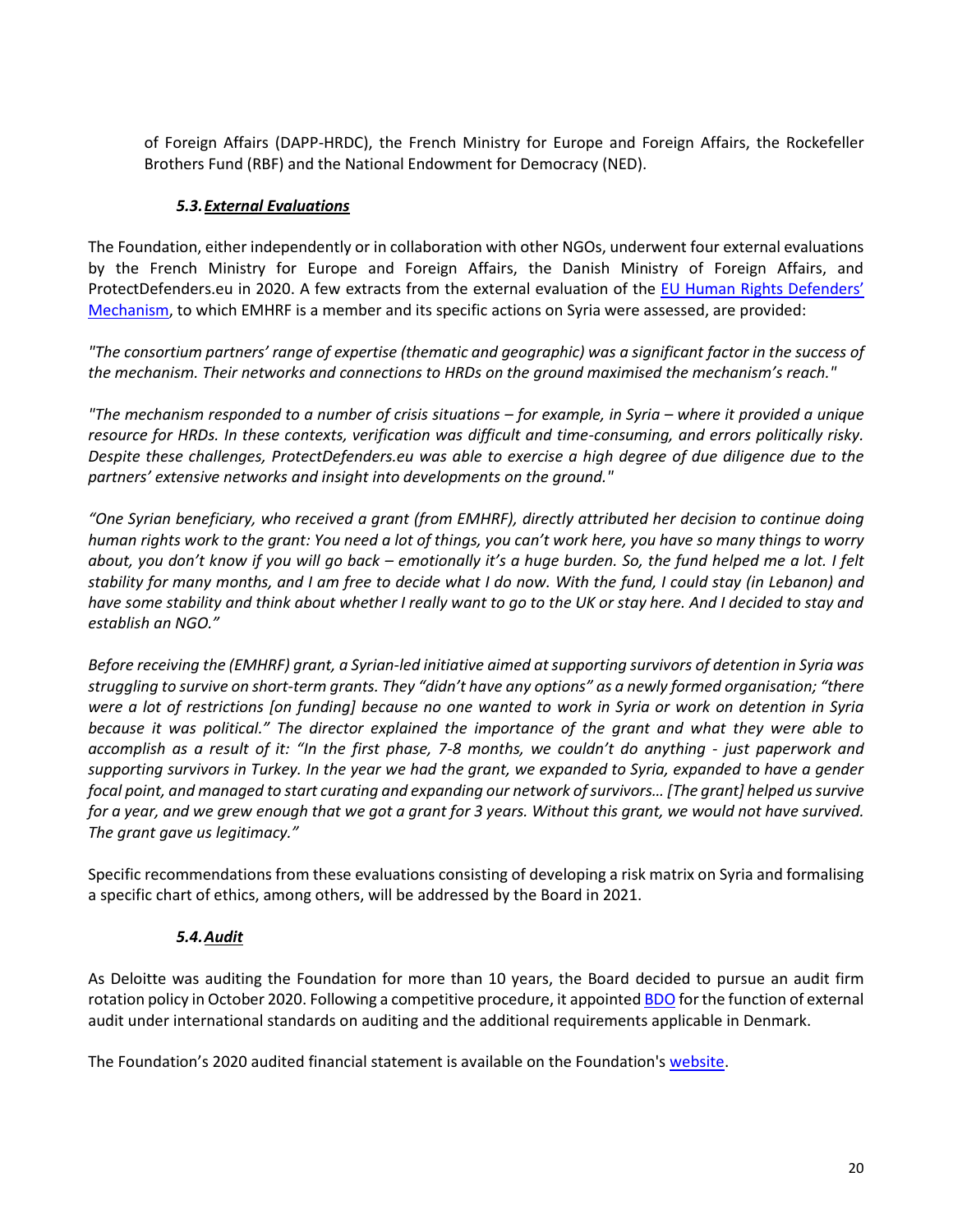of Foreign Affairs (DAPP-HRDC), the French Ministry for Europe and Foreign Affairs, the Rockefeller Brothers Fund (RBF) and the National Endowment for Democracy (NED).

### *5.3. External Evaluations*

The Foundation, either independently or in collaboration with other NGOs, underwent four external evaluations by the French Ministry for Europe and Foreign Affairs, the Danish Ministry of Foreign Affairs, and ProtectDefenders.eu in 2020. A few extracts from the external evaluation of the EU Human Rights Defenders' Mechanism, to which EMHRF is a member and its specific actions on Syria were assessed, are provided:

*"The consortium partners' range of expertise (thematic and geographic) was a significant factor in the success of the mechanism. Their networks and connections to HRDs on the ground maximised the mechanism's reach."*

*"The mechanism responded to a number of crisis situations – for example, in Syria – where it provided a unique resource for HRDs. In these contexts, verification was difficult and time-consuming, and errors politically risky. Despite these challenges, ProtectDefenders.eu was able to exercise a high degree of due diligence due to the partners' extensive networks and insight into developments on the ground."*

*"One Syrian beneficiary, who received a grant (from EMHRF), directly attributed her decision to continue doing human rights work to the grant: You need a lot of things, you can't work here, you have so many things to worry about, you don't know if you will go back – emotionally it's a huge burden. So, the fund helped me a lot. I felt stability for many months, and I am free to decide what I do now. With the fund, I could stay (in Lebanon) and have some stability and think about whether I really want to go to the UK or stay here. And I decided to stay and establish an NGO."*

*Before receiving the (EMHRF) grant, a Syrian-led initiative aimed at supporting survivors of detention in Syria was struggling to survive on short-term grants. They "didn't have any options" as a newly formed organisation; "there were a lot of restrictions [on funding] because no one wanted to work in Syria or work on detention in Syria because it was political." The director explained the importance of the grant and what they were able to accomplish as a result of it: "In the first phase, 7-8 months, we couldn't do anything - just paperwork and supporting survivors in Turkey. In the year we had the grant, we expanded to Syria, expanded to have a gender focal point, and managed to start curating and expanding our network of survivors… [The grant] helped us survive for a year, and we grew enough that we got a grant for 3 years. Without this grant, we would not have survived. The grant gave us legitimacy."*

Specific recommendations from these evaluations consisting of developing a risk matrix on Syria and formalising a specific chart of ethics, among others, will be addressed by the Board in 2021.

### *5.4. Audit*

As Deloitte was auditing the Foundation for more than 10 years, the Board decided to pursue an audit firm rotation policy in October 2020. Following a competitive procedure, it appointed BDO for the function of external audit under international standards on auditing and the additional requirements applicable in Denmark.

The Foundation's 2020 audited financial statement is available on the Foundation's website.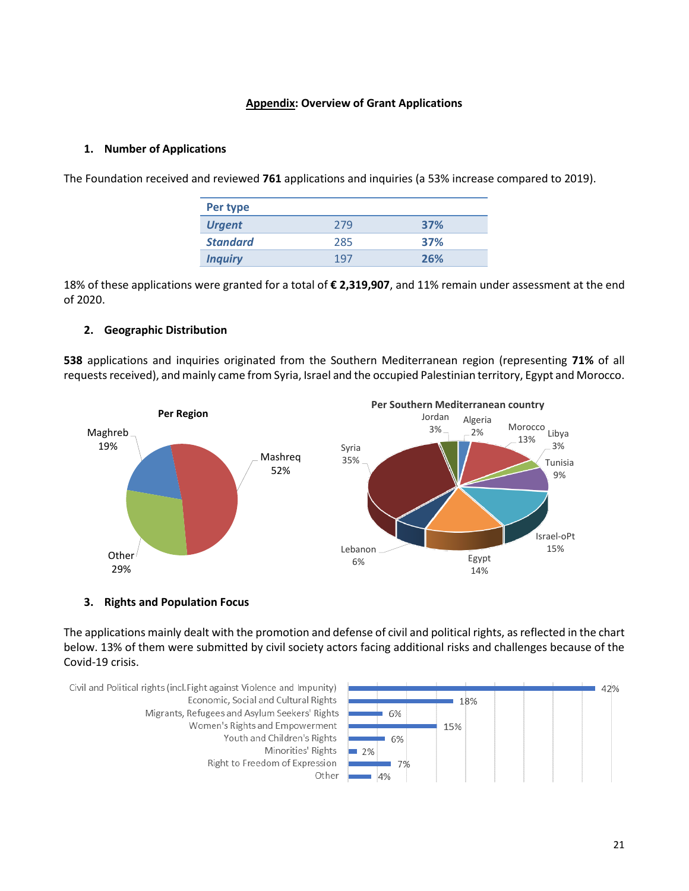## Appendix: Overview of Grant Applications

### 1. Number of Applications

The Foundation received and reviewed **761** applications and inquiries (a 53% increase compared to 2019).

| Per type | | |
|---|---|---|
| ***Urgent*** | 279 | **37%** |
| ***Standard*** | 285 | **37%** |
| ***Inquiry*** | 197 | **26%** |

18% of these applications were granted for a total of **€ 2,319,907**, and 11% remain under assessment at the end of 2020.

### 2. Geographic Distribution

**538** applications and inquiries originated from the Southern Mediterranean region (representing **71%** of all requests received), and mainly came from Syria, Israel and the occupied Palestinian territory, Egypt and Morocco.

**Per Region**

| Region | % |
|---|---|
| Maghreb | 19% |
| Mashreq | 52% |
| Other | 29% |

**Per Southern Mediterranean country**

| Country | % |
|---|---|
| Jordan | 3% |
| Algeria | 2% |
| Morocco | 13% |
| Libya | 3% |
| Tunisia | 9% |
| Israel-oPt | 15% |
| Egypt | 14% |
| Lebanon | 6% |
| Syria | 35% |

### 3. Rights and Population Focus

The applications mainly dealt with the promotion and defense of civil and political rights, as reflected in the chart below. 13% of them were submitted by civil society actors facing additional risks and challenges because of the Covid-19 crisis.

| Rights | % |
|---|---|
| Civil and Political rights (incl. Fight against Violence and Impunity) | 42% |
| Economic, Social and Cultural Rights | 18% |
| Migrants, Refugees and Asylum Seekers' Rights | 6% |
| Women's Rights and Empowerment | 15% |
| Youth and Children's Rights | 6% |
| Minorities' Rights | 2% |
| Right to Freedom of Expression | 7% |
| Other | 4% |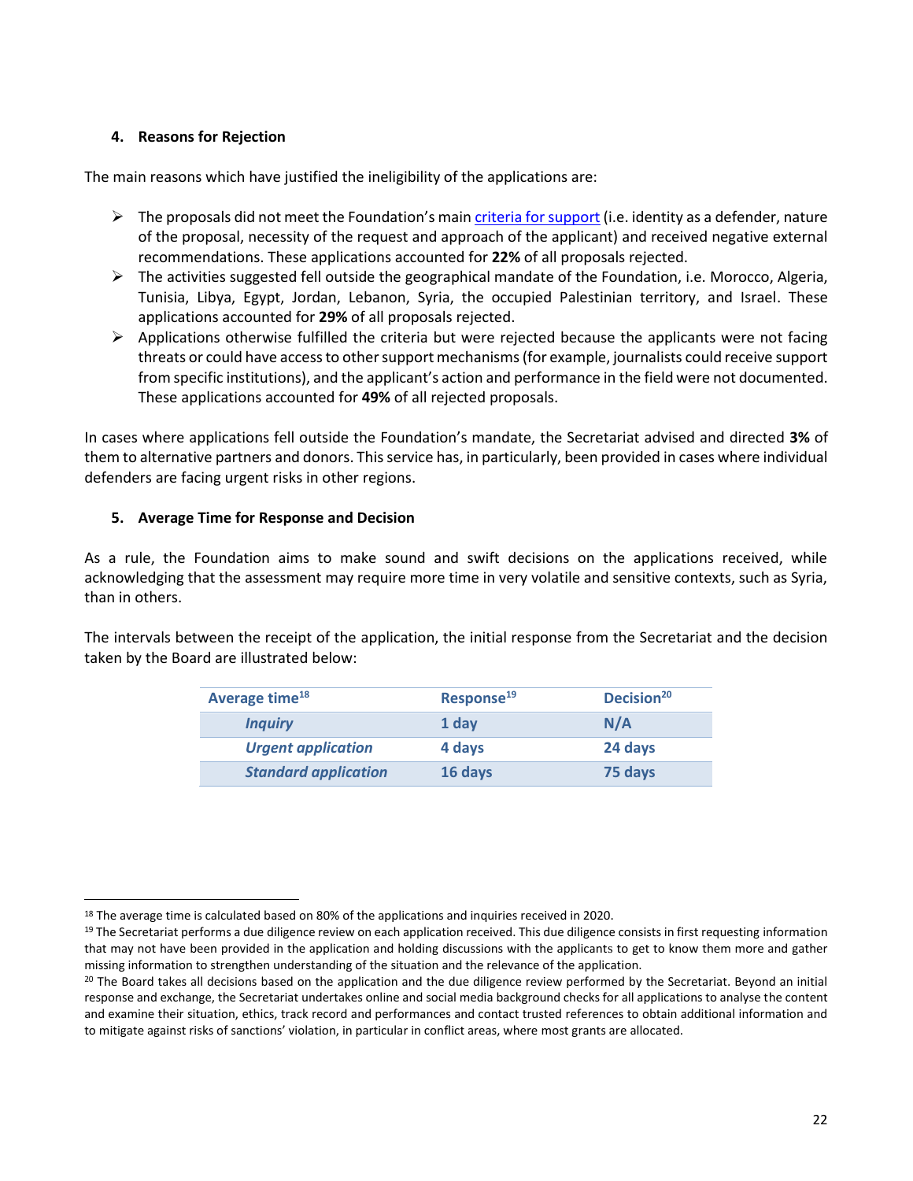## 4. Reasons for Rejection

The main reasons which have justified the ineligibility of the applications are:

- The proposals did not meet the Foundation's main criteria for support (i.e. identity as a defender, nature of the proposal, necessity of the request and approach of the applicant) and received negative external recommendations. These applications accounted for **22%** of all proposals rejected.
- The activities suggested fell outside the geographical mandate of the Foundation, i.e. Morocco, Algeria, Tunisia, Libya, Egypt, Jordan, Lebanon, Syria, the occupied Palestinian territory, and Israel. These applications accounted for **29%** of all proposals rejected.
- Applications otherwise fulfilled the criteria but were rejected because the applicants were not facing threats or could have access to other support mechanisms (for example, journalists could receive support from specific institutions), and the applicant's action and performance in the field were not documented. These applications accounted for **49%** of all rejected proposals.

In cases where applications fell outside the Foundation's mandate, the Secretariat advised and directed **3%** of them to alternative partners and donors. This service has, in particularly, been provided in cases where individual defenders are facing urgent risks in other regions.

## 5. Average Time for Response and Decision

As a rule, the Foundation aims to make sound and swift decisions on the applications received, while acknowledging that the assessment may require more time in very volatile and sensitive contexts, such as Syria, than in others.

The intervals between the receipt of the application, the initial response from the Secretariat and the decision taken by the Board are illustrated below:

| Average time[18] | Response[19] | Decision[20] |
|---|---|---|
| ***Inquiry*** | **1 day** | **N/A** |
| ***Urgent application*** | **4 days** | **24 days** |
| ***Standard application*** | **16 days** | **75 days** |

[18] The average time is calculated based on 80% of the applications and inquiries received in 2020.

[19] The Secretariat performs a due diligence review on each application received. This due diligence consists in first requesting information that may not have been provided in the application and holding discussions with the applicants to get to know them more and gather missing information to strengthen understanding of the situation and the relevance of the application.

[20] The Board takes all decisions based on the application and the due diligence review performed by the Secretariat. Beyond an initial response and exchange, the Secretariat undertakes online and social media background checks for all applications to analyse the content and examine their situation, ethics, track record and performances and contact trusted references to obtain additional information and to mitigate against risks of sanctions' violation, in particular in conflict areas, where most grants are allocated.